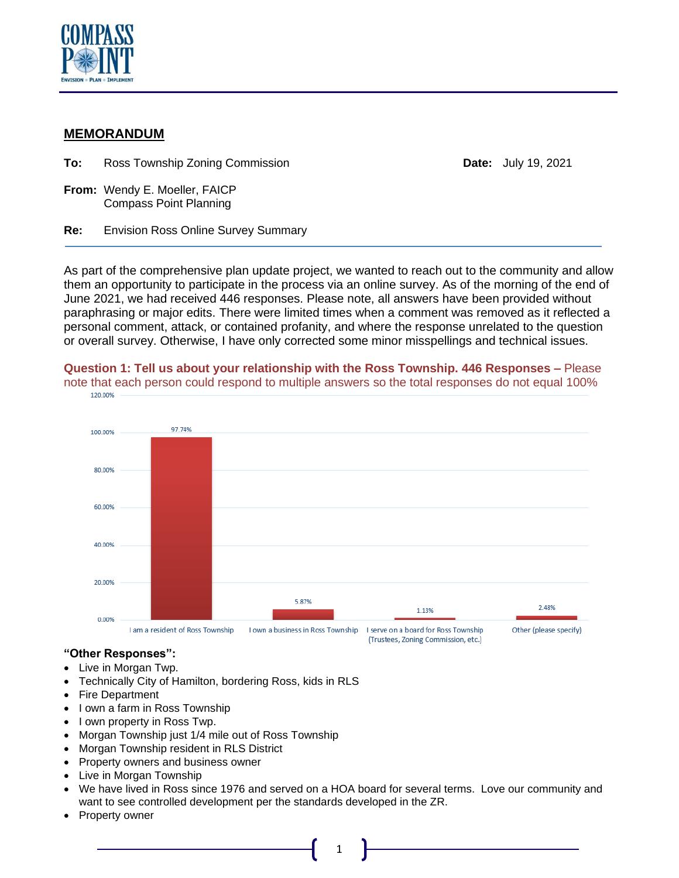# MEMORANDUM

**To:** Ross Township Zoning Commission

**Date:** July 19, 2021

**From:** Wendy E. Moeller, FAICP
Compass Point Planning

**Re:** Envision Ross Online Survey Summary

---

As part of the comprehensive plan update project, we wanted to reach out to the community and allow them an opportunity to participate in the process via an online survey. As of the morning of the end of June 2021, we had received 446 responses. Please note, all answers have been provided without paraphrasing or major edits. There were limited times when a comment was removed as it reflected a personal comment, attack, or contained profanity, and where the response unrelated to the question or overall survey. Otherwise, I have only corrected some minor misspellings and technical issues.

**Question 1: Tell us about your relationship with the Ross Township. 446 Responses –** Please note that each person could respond to multiple answers so the total responses do not equal 100%

| Response | Percentage |
|---|---|
| I am a resident of Ross Township | 97.74% |
| I own a business in Ross Township | 5.87% |
| I serve on a board for Ross Township (Trustees, Zoning Commission, etc.) | 1.13% |
| Other (please specify) | 2.48% |

**"Other Responses":**

- Live in Morgan Twp.
- Technically City of Hamilton, bordering Ross, kids in RLS
- Fire Department
- I own a farm in Ross Township
- I own property in Ross Twp.
- Morgan Township just 1/4 mile out of Ross Township
- Morgan Township resident in RLS District
- Property owners and business owner
- Live in Morgan Township
- We have lived in Ross since 1976 and served on a HOA board for several terms. Love our community and want to see controlled development per the standards developed in the ZR.
- Property owner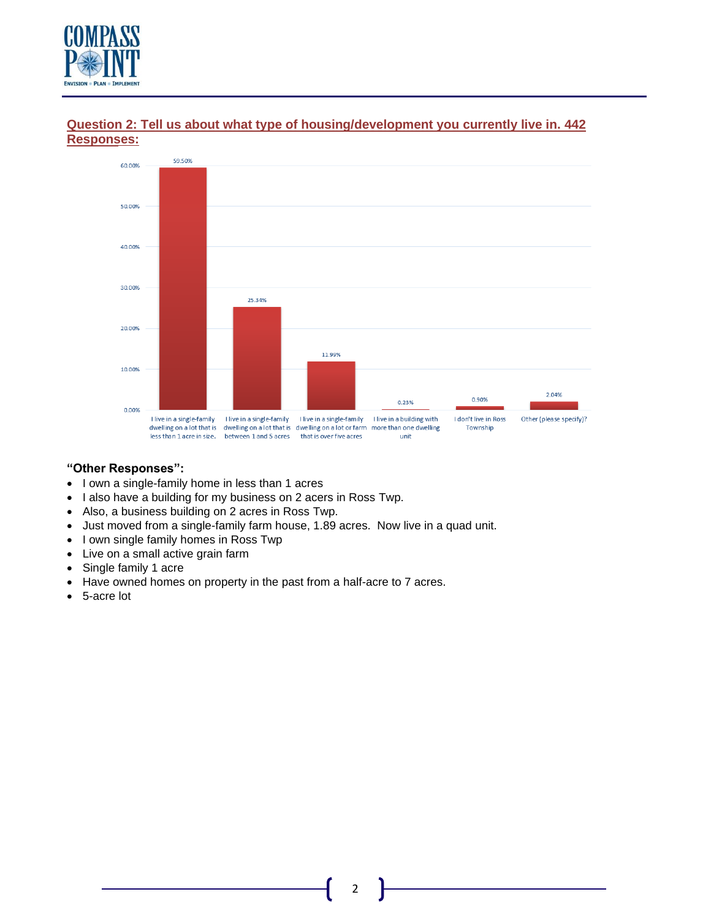## Question 2: Tell us about what type of housing/development you currently live in. 442 Responses:

| Response | Percentage |
|---|---|
| I live in a single-family dwelling on a lot that is less than 1 acre in size. | 59.50% |
| I live in a single-family dwelling on a lot that is between 1 and 5 acres | 25.34% |
| I live in a single-family dwelling on a lot or farm that is over five acres | 11.99% |
| I live in a building with more than one dwelling unit | 0.23% |
| I don't live in Ross Township | 0.90% |
| Other (please specify)? | 2.04% |

**"Other Responses":**

- I own a single-family home in less than 1 acres
- I also have a building for my business on 2 acers in Ross Twp.
- Also, a business building on 2 acres in Ross Twp.
- Just moved from a single-family farm house, 1.89 acres. Now live in a quad unit.
- I own single family homes in Ross Twp
- Live on a small active grain farm
- Single family 1 acre
- Have owned homes on property in the past from a half-acre to 7 acres.
- 5-acre lot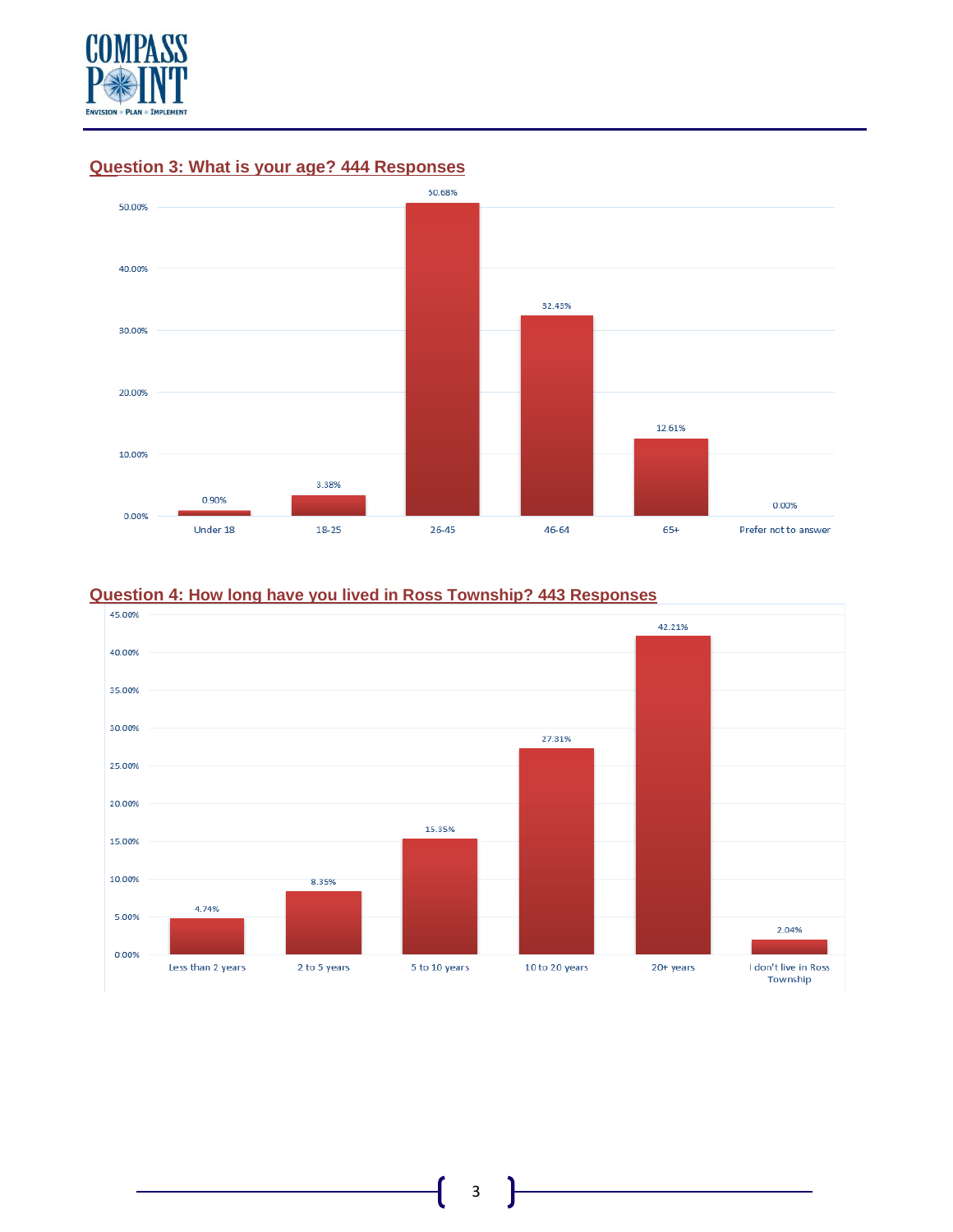## Question 3: What is your age? 444 Responses

| Age | Percentage |
|---|---|
| Under 18 | 0.90% |
| 18-25 | 3.38% |
| 26-45 | 50.68% |
| 46-64 | 32.43% |
| 65+ | 12.61% |
| Prefer not to answer | 0.00% |

## Question 4: How long have you lived in Ross Township? 443 Responses

| Length of Residence | Percentage |
|---|---|
| Less than 2 years | 4.74% |
| 2 to 5 years | 8.35% |
| 5 to 10 years | 15.35% |
| 10 to 20 years | 27.31% |
| 20+ years | 42.21% |
| I don't live in Ross Township | 2.04% |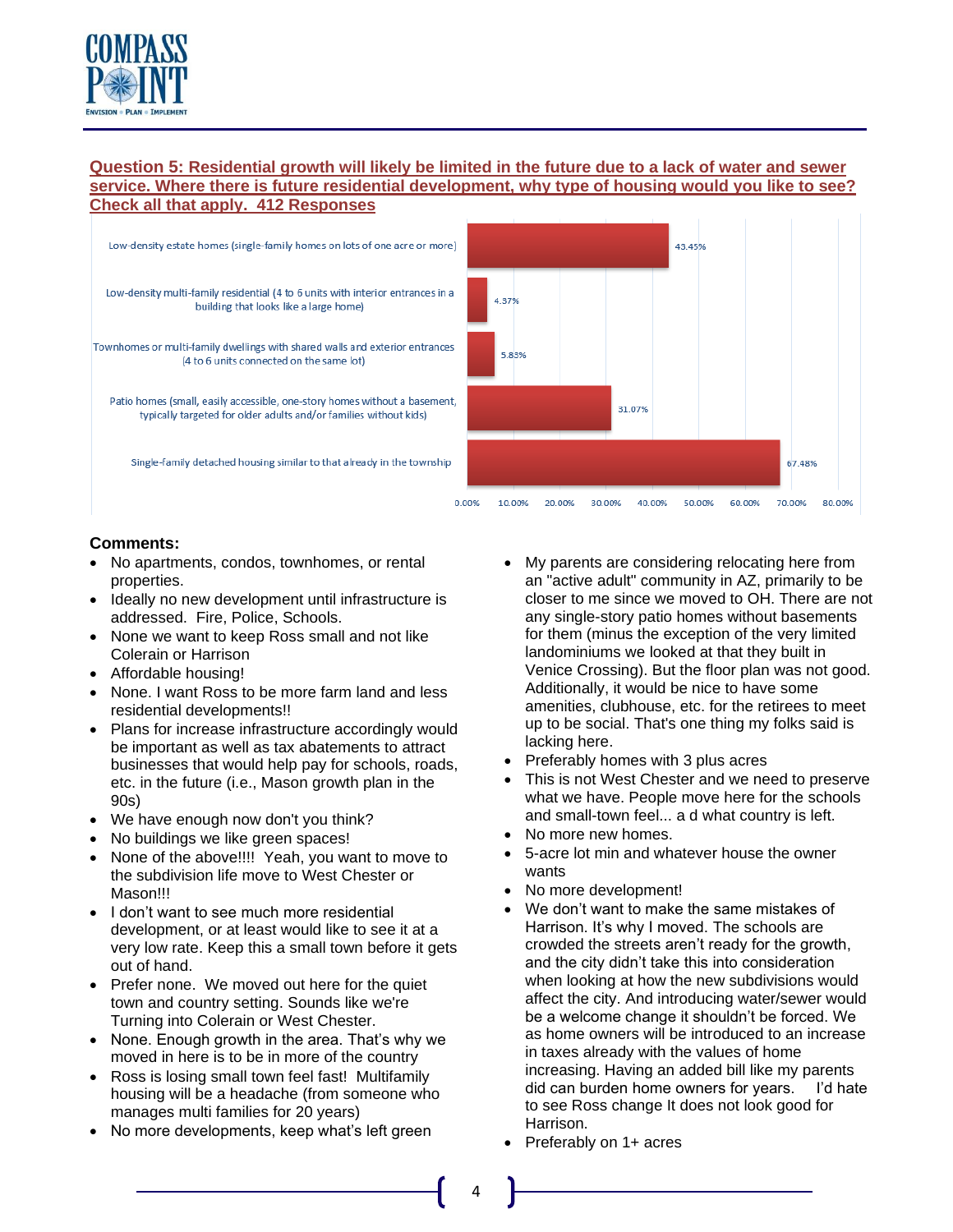**Question 5: Residential growth will likely be limited in the future due to a lack of water and sewer service. Where there is future residential development, why type of housing would you like to see? Check all that apply. 412 Responses**

| Housing Type | Percentage |
|---|---|
| Low-density estate homes (single-family homes on lots of one acre or more) | 43.45% |
| Low-density multi-family residential (4 to 6 units with interior entrances in a building that looks like a large home) | 4.37% |
| Townhomes or multi-family dwellings with shared walls and exterior entrances (4 to 6 units connected on the same lot) | 5.83% |
| Patio homes (small, easily accessible, one-story homes without a basement, typically targeted for older adults and/or families without kids) | 31.07% |
| Single-family detached housing similar to that already in the township | 67.48% |

**Comments:**

- No apartments, condos, townhomes, or rental properties.
- Ideally no new development until infrastructure is addressed. Fire, Police, Schools.
- None we want to keep Ross small and not like Colerain or Harrison
- Affordable housing!
- None. I want Ross to be more farm land and less residential developments!!
- Plans for increase infrastructure accordingly would be important as well as tax abatements to attract businesses that would help pay for schools, roads, etc. in the future (i.e., Mason growth plan in the 90s)
- We have enough now don't you think?
- No buildings we like green spaces!
- None of the above!!!! Yeah, you want to move to the subdivision life move to West Chester or Mason!!!
- I don't want to see much more residential development, or at least would like to see it at a very low rate. Keep this a small town before it gets out of hand.
- Prefer none. We moved out here for the quiet town and country setting. Sounds like we're Turning into Colerain or West Chester.
- None. Enough growth in the area. That's why we moved in here is to be in more of the country
- Ross is losing small town feel fast! Multifamily housing will be a headache (from someone who manages multi families for 20 years)
- No more developments, keep what's left green
- My parents are considering relocating here from an "active adult" community in AZ, primarily to be closer to me since we moved to OH. There are not any single-story patio homes without basements for them (minus the exception of the very limited landominiums we looked at that they built in Venice Crossing). But the floor plan was not good. Additionally, it would be nice to have some amenities, clubhouse, etc. for the retirees to meet up to be social. That's one thing my folks said is lacking here.
- Preferably homes with 3 plus acres
- This is not West Chester and we need to preserve what we have. People move here for the schools and small-town feel... a d what country is left.
- No more new homes.
- 5-acre lot min and whatever house the owner wants
- No more development!
- We don't want to make the same mistakes of Harrison. It's why I moved. The schools are crowded the streets aren't ready for the growth, and the city didn't take this into consideration when looking at how the new subdivisions would affect the city. And introducing water/sewer would be a welcome change it shouldn't be forced. We as home owners will be introduced to an increase in taxes already with the values of home increasing. Having an added bill like my parents did can burden home owners for years. I'd hate to see Ross change It does not look good for Harrison.
- Preferably on 1+ acres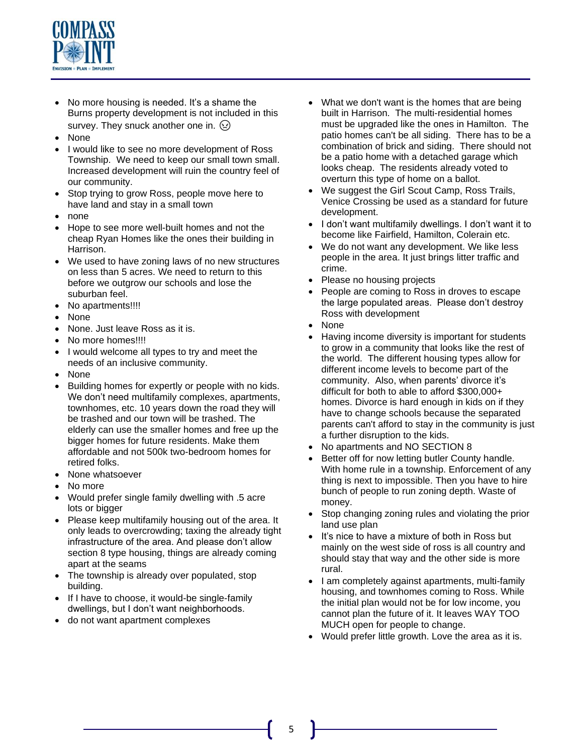- No more housing is needed. It's a shame the Burns property development is not included in this survey. They snuck another one in. ☹
- None
- I would like to see no more development of Ross Township. We need to keep our small town small. Increased development will ruin the country feel of our community.
- Stop trying to grow Ross, people move here to have land and stay in a small town
- none
- Hope to see more well-built homes and not the cheap Ryan Homes like the ones their building in Harrison.
- We used to have zoning laws of no new structures on less than 5 acres. We need to return to this before we outgrow our schools and lose the suburban feel.
- No apartments!!!!
- None
- None. Just leave Ross as it is.
- No more homes!!!!
- I would welcome all types to try and meet the needs of an inclusive community.
- None
- Building homes for expertly or people with no kids. We don't need multifamily complexes, apartments, townhomes, etc. 10 years down the road they will be trashed and our town will be trashed. The elderly can use the smaller homes and free up the bigger homes for future residents. Make them affordable and not 500k two-bedroom homes for retired folks.
- None whatsoever
- No more
- Would prefer single family dwelling with .5 acre lots or bigger
- Please keep multifamily housing out of the area. It only leads to overcrowding; taxing the already tight infrastructure of the area. And please don't allow section 8 type housing, things are already coming apart at the seams
- The township is already over populated, stop building.
- If I have to choose, it would-be single-family dwellings, but I don't want neighborhoods.
- do not want apartment complexes
- What we don't want is the homes that are being built in Harrison. The multi-residential homes must be upgraded like the ones in Hamilton. The patio homes can't be all siding. There has to be a combination of brick and siding. There should not be a patio home with a detached garage which looks cheap. The residents already voted to overturn this type of home on a ballot.
- We suggest the Girl Scout Camp, Ross Trails, Venice Crossing be used as a standard for future development.
- I don't want multifamily dwellings. I don't want it to become like Fairfield, Hamilton, Colerain etc.
- We do not want any development. We like less people in the area. It just brings litter traffic and crime.
- Please no housing projects
- People are coming to Ross in droves to escape the large populated areas. Please don't destroy Ross with development
- None
- Having income diversity is important for students to grow in a community that looks like the rest of the world. The different housing types allow for different income levels to become part of the community. Also, when parents' divorce it's difficult for both to able to afford $300,000+ homes. Divorce is hard enough in kids on if they have to change schools because the separated parents can't afford to stay in the community is just a further disruption to the kids.
- No apartments and NO SECTION 8
- Better off for now letting butler County handle. With home rule in a township. Enforcement of any thing is next to impossible. Then you have to hire bunch of people to run zoning depth. Waste of money.
- Stop changing zoning rules and violating the prior land use plan
- It's nice to have a mixture of both in Ross but mainly on the west side of ross is all country and should stay that way and the other side is more rural.
- I am completely against apartments, multi-family housing, and townhomes coming to Ross. While the initial plan would not be for low income, you cannot plan the future of it. It leaves WAY TOO MUCH open for people to change.
- Would prefer little growth. Love the area as it is.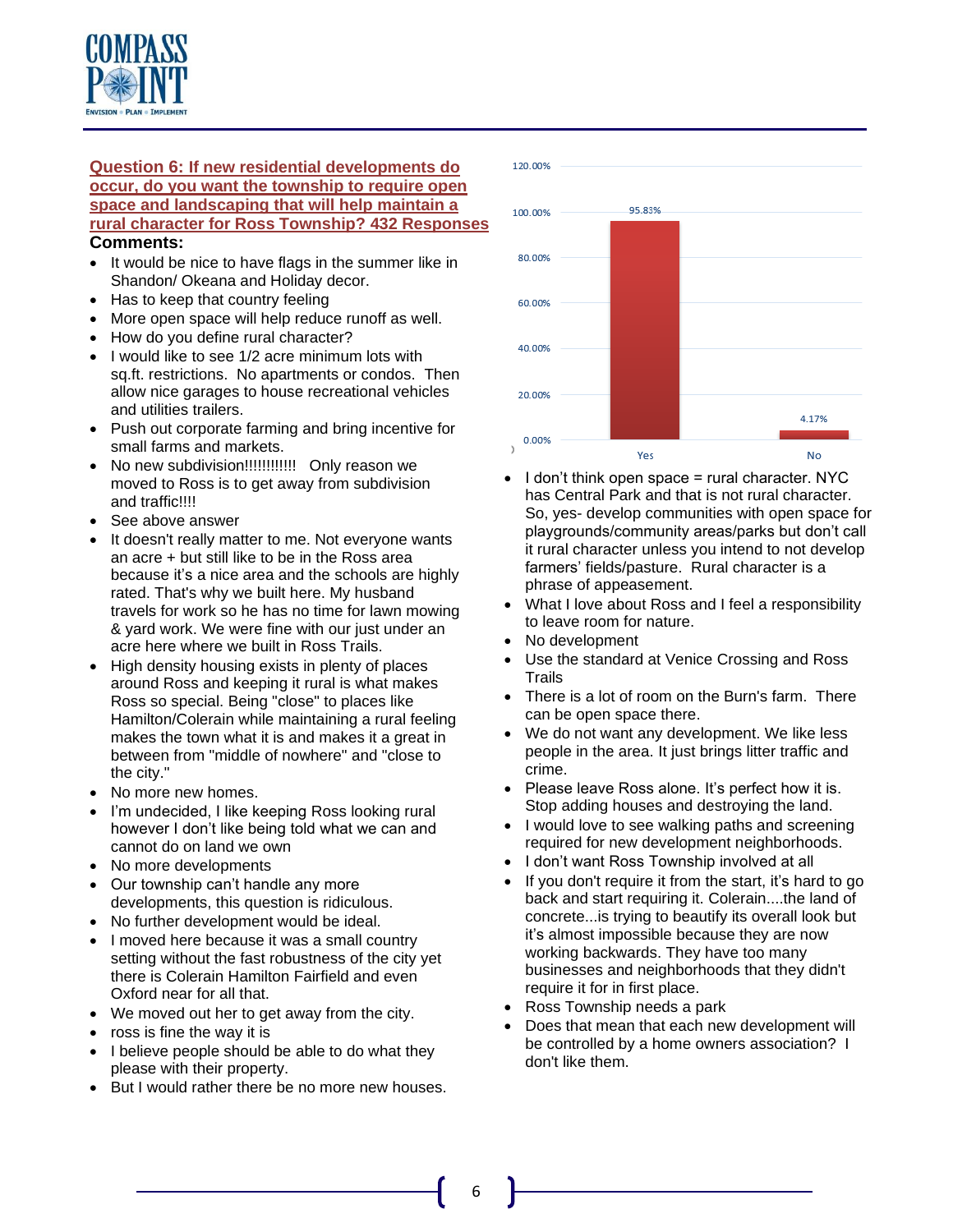## Question 6: If new residential developments do occur, do you want the township to require open space and landscaping that will help maintain a rural character for Ross Township? 432 Responses

| Response | Percentage |
|---|---|
| Yes | 95.83% |
| No | 4.17% |

**Comments:**

- It would be nice to have flags in the summer like in Shandon/ Okeana and Holiday decor.
- Has to keep that country feeling
- More open space will help reduce runoff as well.
- How do you define rural character?
- I would like to see 1/2 acre minimum lots with sq.ft. restrictions. No apartments or condos. Then allow nice garages to house recreational vehicles and utilities trailers.
- Push out corporate farming and bring incentive for small farms and markets.
- No new subdivision!!!!!!!!!!!! Only reason we moved to Ross is to get away from subdivision and traffic!!!!
- See above answer
- It doesn't really matter to me. Not everyone wants an acre + but still like to be in the Ross area because it's a nice area and the schools are highly rated. That's why we built here. My husband travels for work so he has no time for lawn mowing & yard work. We were fine with our just under an acre here where we built in Ross Trails.
- High density housing exists in plenty of places around Ross and keeping it rural is what makes Ross so special. Being "close" to places like Hamilton/Colerain while maintaining a rural feeling makes the town what it is and makes it a great in between from "middle of nowhere" and "close to the city."
- No more new homes.
- I'm undecided, I like keeping Ross looking rural however I don't like being told what we can and cannot do on land we own
- No more developments
- Our township can't handle any more developments, this question is ridiculous.
- No further development would be ideal.
- I moved here because it was a small country setting without the fast robustness of the city yet there is Colerain Hamilton Fairfield and even Oxford near for all that.
- We moved out her to get away from the city.
- ross is fine the way it is
- I believe people should be able to do what they please with their property.
- But I would rather there be no more new houses.
- I don't think open space = rural character. NYC has Central Park and that is not rural character. So, yes- develop communities with open space for playgrounds/community areas/parks but don't call it rural character unless you intend to not develop farmers' fields/pasture. Rural character is a phrase of appeasement.
- What I love about Ross and I feel a responsibility to leave room for nature.
- No development
- Use the standard at Venice Crossing and Ross Trails
- There is a lot of room on the Burn's farm. There can be open space there.
- We do not want any development. We like less people in the area. It just brings litter traffic and crime.
- Please leave Ross alone. It's perfect how it is. Stop adding houses and destroying the land.
- I would love to see walking paths and screening required for new development neighborhoods.
- I don't want Ross Township involved at all
- If you don't require it from the start, it's hard to go back and start requiring it. Colerain....the land of concrete...is trying to beautify its overall look but it's almost impossible because they are now working backwards. They have too many businesses and neighborhoods that they didn't require it for in first place.
- Ross Township needs a park
- Does that mean that each new development will be controlled by a home owners association? I don't like them.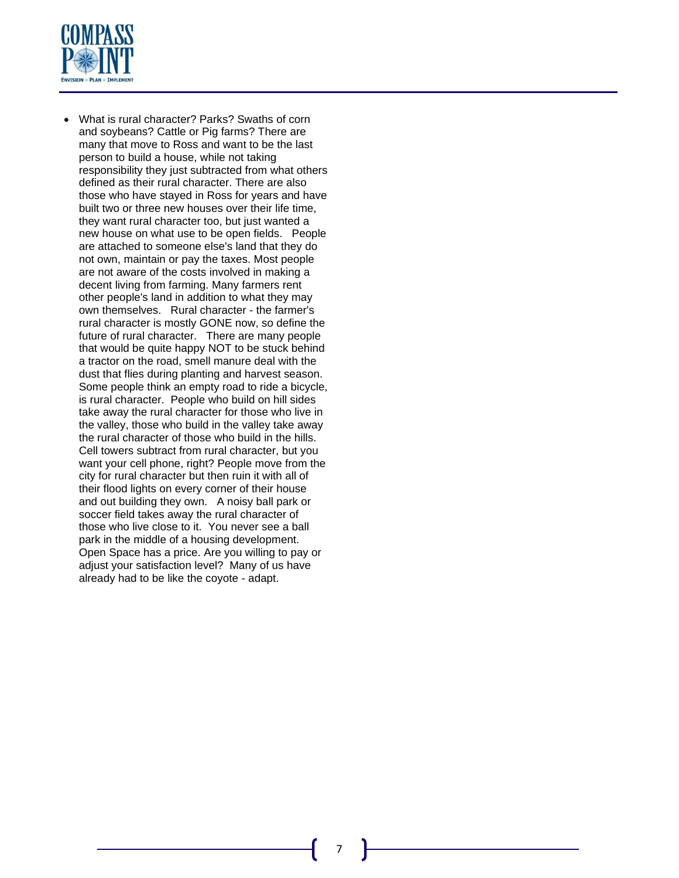- What is rural character? Parks? Swaths of corn and soybeans? Cattle or Pig farms? There are many that move to Ross and want to be the last person to build a house, while not taking responsibility they just subtracted from what others defined as their rural character. There are also those who have stayed in Ross for years and have built two or three new houses over their life time, they want rural character too, but just wanted a new house on what use to be open fields. People are attached to someone else's land that they do not own, maintain or pay the taxes. Most people are not aware of the costs involved in making a decent living from farming. Many farmers rent other people's land in addition to what they may own themselves. Rural character - the farmer's rural character is mostly GONE now, so define the future of rural character. There are many people that would be quite happy NOT to be stuck behind a tractor on the road, smell manure deal with the dust that flies during planting and harvest season. Some people think an empty road to ride a bicycle, is rural character. People who build on hill sides take away the rural character for those who live in the valley, those who build in the valley take away the rural character of those who build in the hills. Cell towers subtract from rural character, but you want your cell phone, right? People move from the city for rural character but then ruin it with all of their flood lights on every corner of their house and out building they own. A noisy ball park or soccer field takes away the rural character of those who live close to it. You never see a ball park in the middle of a housing development. Open Space has a price. Are you willing to pay or adjust your satisfaction level? Many of us have already had to be like the coyote - adapt.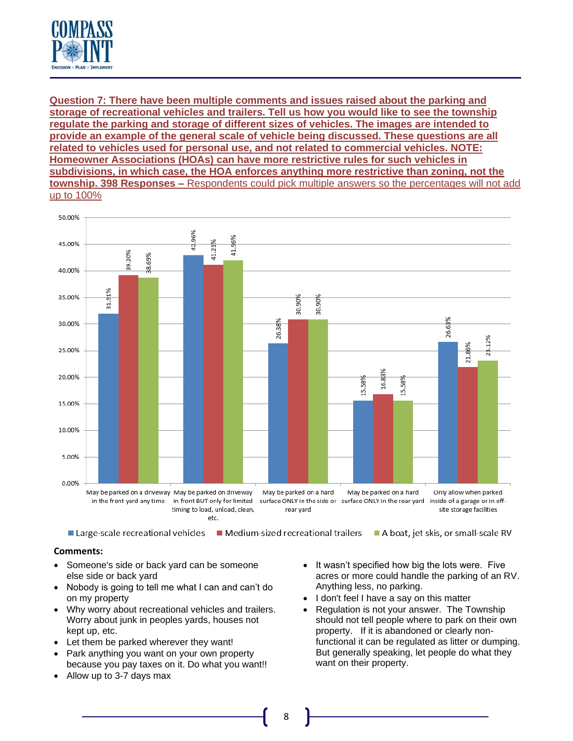**Question 7: There have been multiple comments and issues raised about the parking and storage of recreational vehicles and trailers. Tell us how you would like to see the township regulate the parking and storage of different sizes of vehicles. The images are intended to provide an example of the general scale of vehicle being discussed. These questions are all related to vehicles used for personal use, and not related to commercial vehicles. NOTE: Homeowner Associations (HOAs) can have more restrictive rules for such vehicles in subdivisions, in which case, the HOA enforces anything more restrictive than zoning, not the township. 398 Responses –** Respondents could pick multiple answers so the percentages will not add up to 100%

| | Large-scale recreational vehicles | Medium-sized recreational trailers | A boat, jet skis, or small-scale RV |
|---|---|---|---|
| May be parked on a driveway in the front yard any time | 31.91% | 39.20% | 38.69% |
| May be parked on driveway in front BUT only for limited timing to load, unload, clean, etc. | 42.96% | 41.21% | 41.96% |
| May be parked on a hard surface ONLY in the side or rear yard | 26.38% | 30.90% | 30.90% |
| May be parked on a hard surface ONLY in the rear yard | 15.58% | 16.83% | 15.58% |
| Only allow when parked inside of a garage or in off-site storage facilities | 26.63% | 21.86% | 23.12% |

**Comments:**

- Someone's side or back yard can be someone else side or back yard
- Nobody is going to tell me what I can and can't do on my property
- Why worry about recreational vehicles and trailers. Worry about junk in peoples yards, houses not kept up, etc.
- Let them be parked wherever they want!
- Park anything you want on your own property because you pay taxes on it. Do what you want!!
- Allow up to 3-7 days max
- It wasn't specified how big the lots were. Five acres or more could handle the parking of an RV. Anything less, no parking.
- I don't feel I have a say on this matter
- Regulation is not your answer. The Township should not tell people where to park on their own property. If it is abandoned or clearly non-functional it can be regulated as litter or dumping. But generally speaking, let people do what they want on their property.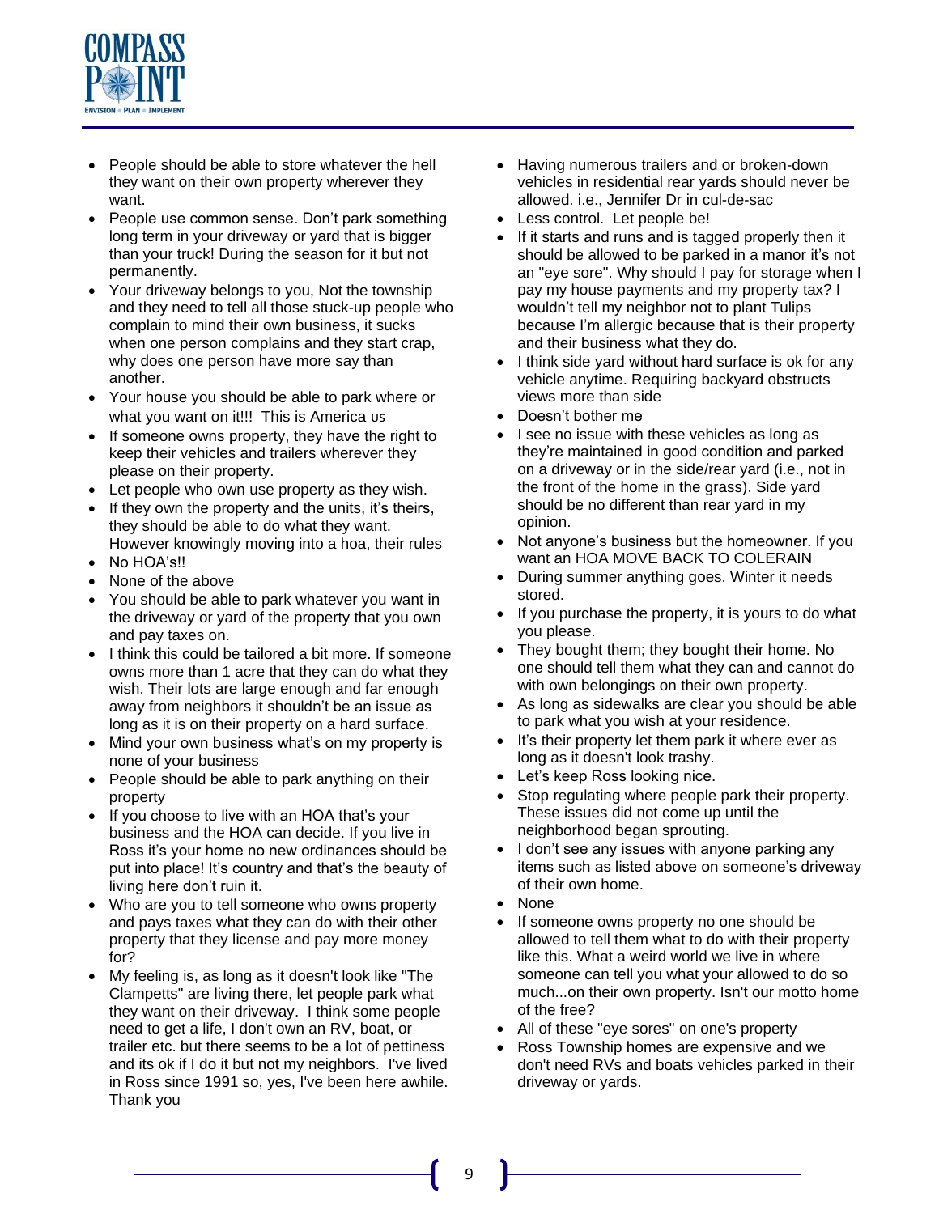- People should be able to store whatever the hell they want on their own property wherever they want.
- People use common sense. Don't park something long term in your driveway or yard that is bigger than your truck! During the season for it but not permanently.
- Your driveway belongs to you, Not the township and they need to tell all those stuck-up people who complain to mind their own business, it sucks when one person complains and they start crap, why does one person have more say than another.
- Your house you should be able to park where or what you want on it!!! This is America us
- If someone owns property, they have the right to keep their vehicles and trailers wherever they please on their property.
- Let people who own use property as they wish.
- If they own the property and the units, it's theirs, they should be able to do what they want. However knowingly moving into a hoa, their rules
- No HOA's!!
- None of the above
- You should be able to park whatever you want in the driveway or yard of the property that you own and pay taxes on.
- I think this could be tailored a bit more. If someone owns more than 1 acre that they can do what they wish. Their lots are large enough and far enough away from neighbors it shouldn't be an issue as long as it is on their property on a hard surface.
- Mind your own business what's on my property is none of your business
- People should be able to park anything on their property
- If you choose to live with an HOA that's your business and the HOA can decide. If you live in Ross it's your home no new ordinances should be put into place! It's country and that's the beauty of living here don't ruin it.
- Who are you to tell someone who owns property and pays taxes what they can do with their other property that they license and pay more money for?
- My feeling is, as long as it doesn't look like "The Clampetts" are living there, let people park what they want on their driveway. I think some people need to get a life, I don't own an RV, boat, or trailer etc. but there seems to be a lot of pettiness and its ok if I do it but not my neighbors. I've lived in Ross since 1991 so, yes, I've been here awhile. Thank you
- Having numerous trailers and or broken-down vehicles in residential rear yards should never be allowed. i.e., Jennifer Dr in cul-de-sac
- Less control. Let people be!
- If it starts and runs and is tagged properly then it should be allowed to be parked in a manor it's not an "eye sore". Why should I pay for storage when I pay my house payments and my property tax? I wouldn't tell my neighbor not to plant Tulips because I'm allergic because that is their property and their business what they do.
- I think side yard without hard surface is ok for any vehicle anytime. Requiring backyard obstructs views more than side
- Doesn't bother me
- I see no issue with these vehicles as long as they're maintained in good condition and parked on a driveway or in the side/rear yard (i.e., not in the front of the home in the grass). Side yard should be no different than rear yard in my opinion.
- Not anyone's business but the homeowner. If you want an HOA MOVE BACK TO COLERAIN
- During summer anything goes. Winter it needs stored.
- If you purchase the property, it is yours to do what you please.
- They bought them; they bought their home. No one should tell them what they can and cannot do with own belongings on their own property.
- As long as sidewalks are clear you should be able to park what you wish at your residence.
- It's their property let them park it where ever as long as it doesn't look trashy.
- Let's keep Ross looking nice.
- Stop regulating where people park their property. These issues did not come up until the neighborhood began sprouting.
- I don't see any issues with anyone parking any items such as listed above on someone's driveway of their own home.
- None
- If someone owns property no one should be allowed to tell them what to do with their property like this. What a weird world we live in where someone can tell you what your allowed to do so much...on their own property. Isn't our motto home of the free?
- All of these "eye sores" on one's property
- Ross Township homes are expensive and we don't need RVs and boats vehicles parked in their driveway or yards.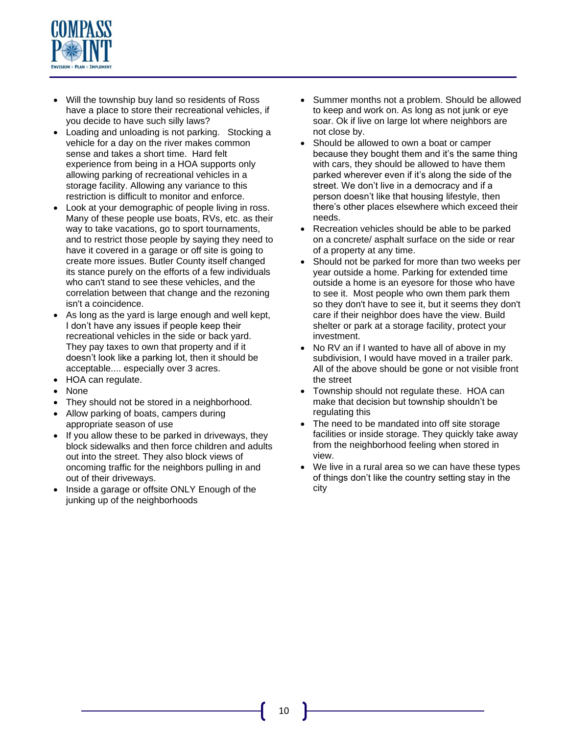- Will the township buy land so residents of Ross have a place to store their recreational vehicles, if you decide to have such silly laws?
- Loading and unloading is not parking. Stocking a vehicle for a day on the river makes common sense and takes a short time. Hard felt experience from being in a HOA supports only allowing parking of recreational vehicles in a storage facility. Allowing any variance to this restriction is difficult to monitor and enforce.
- Look at your demographic of people living in ross. Many of these people use boats, RVs, etc. as their way to take vacations, go to sport tournaments, and to restrict those people by saying they need to have it covered in a garage or off site is going to create more issues. Butler County itself changed its stance purely on the efforts of a few individuals who can't stand to see these vehicles, and the correlation between that change and the rezoning isn't a coincidence.
- As long as the yard is large enough and well kept, I don't have any issues if people keep their recreational vehicles in the side or back yard. They pay taxes to own that property and if it doesn't look like a parking lot, then it should be acceptable.... especially over 3 acres.
- HOA can regulate.
- None
- They should not be stored in a neighborhood.
- Allow parking of boats, campers during appropriate season of use
- If you allow these to be parked in driveways, they block sidewalks and then force children and adults out into the street. They also block views of oncoming traffic for the neighbors pulling in and out of their driveways.
- Inside a garage or offsite ONLY Enough of the junking up of the neighborhoods
- Summer months not a problem. Should be allowed to keep and work on. As long as not junk or eye soar. Ok if live on large lot where neighbors are not close by.
- Should be allowed to own a boat or camper because they bought them and it's the same thing with cars, they should be allowed to have them parked wherever even if it's along the side of the street. We don't live in a democracy and if a person doesn't like that housing lifestyle, then there's other places elsewhere which exceed their needs.
- Recreation vehicles should be able to be parked on a concrete/ asphalt surface on the side or rear of a property at any time.
- Should not be parked for more than two weeks per year outside a home. Parking for extended time outside a home is an eyesore for those who have to see it. Most people who own them park them so they don't have to see it, but it seems they don't care if their neighbor does have the view. Build shelter or park at a storage facility, protect your investment.
- No RV an if I wanted to have all of above in my subdivision, I would have moved in a trailer park. All of the above should be gone or not visible front the street
- Township should not regulate these. HOA can make that decision but township shouldn't be regulating this
- The need to be mandated into off site storage facilities or inside storage. They quickly take away from the neighborhood feeling when stored in view.
- We live in a rural area so we can have these types of things don't like the country setting stay in the city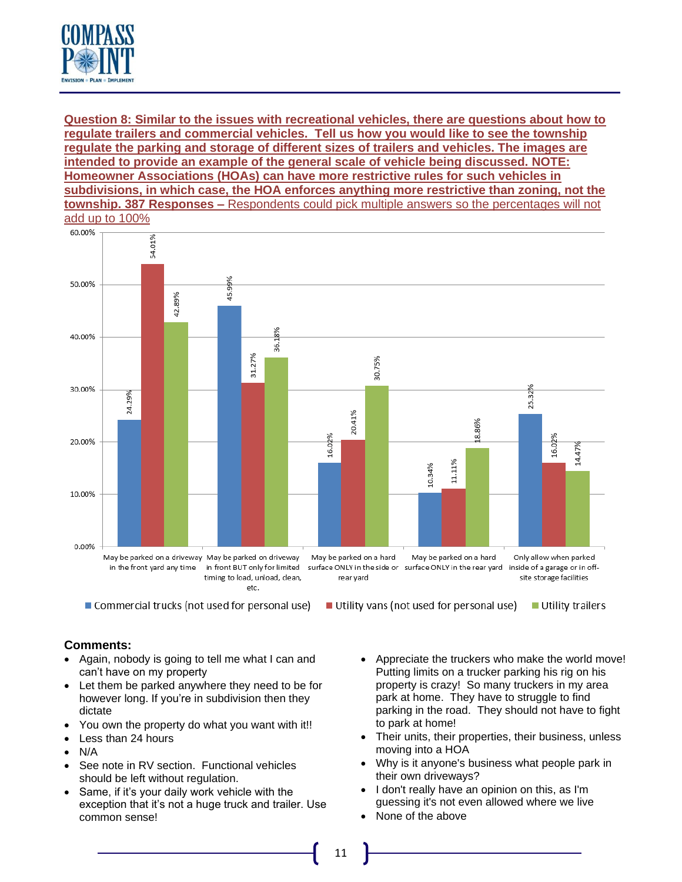**Question 8: Similar to the issues with recreational vehicles, there are questions about how to regulate trailers and commercial vehicles. Tell us how you would like to see the township regulate the parking and storage of different sizes of trailers and vehicles. The images are intended to provide an example of the general scale of vehicle being discussed. NOTE: Homeowner Associations (HOAs) can have more restrictive rules for such vehicles in subdivisions, in which case, the HOA enforces anything more restrictive than zoning, not the township. 387 Responses –** Respondents could pick multiple answers so the percentages will not add up to 100%

| | Commercial trucks (not used for personal use) | Utility vans (not used for personal use) | Utility trailers |
|---|---|---|---|
| May be parked on a driveway in the front yard any time | 24.29% | 54.01% | 42.89% |
| May be parked on driveway in front BUT only for limited timing to load, unload, clean, etc. | 45.99% | 31.27% | 36.18% |
| May be parked on a hard surface ONLY in the side or rear yard | 16.02% | 20.41% | 30.75% |
| May be parked on a hard surface ONLY in the rear yard | 10.34% | 11.11% | 18.86% |
| Only allow when parked inside of a garage or in off-site storage facilities | 25.32% | 16.02% | 14.47% |

**Comments:**

- Again, nobody is going to tell me what I can and can't have on my property
- Let them be parked anywhere they need to be for however long. If you're in subdivision then they dictate
- You own the property do what you want with it!!
- Less than 24 hours
- N/A
- See note in RV section. Functional vehicles should be left without regulation.
- Same, if it's your daily work vehicle with the exception that it's not a huge truck and trailer. Use common sense!
- Appreciate the truckers who make the world move! Putting limits on a trucker parking his rig on his property is crazy! So many truckers in my area park at home. They have to struggle to find parking in the road. They should not have to fight to park at home!
- Their units, their properties, their business, unless moving into a HOA
- Why is it anyone's business what people park in their own driveways?
- I don't really have an opinion on this, as I'm guessing it's not even allowed where we live
- None of the above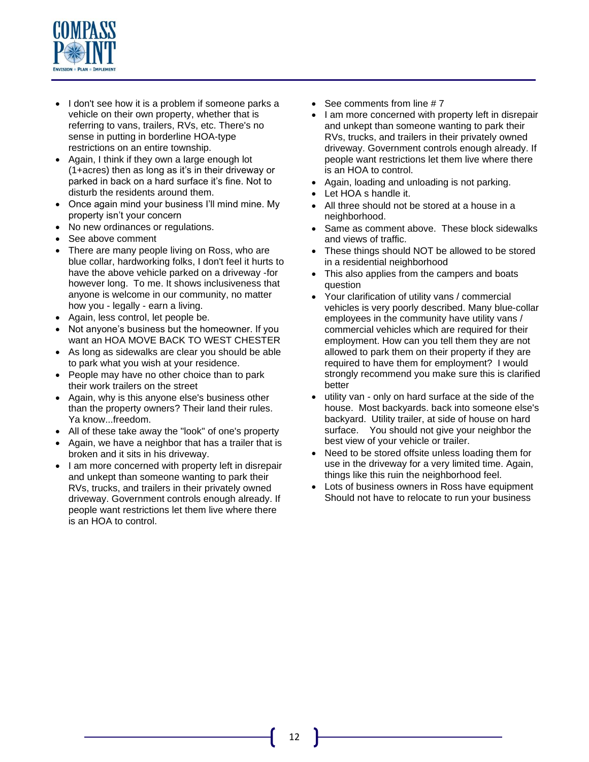- I don't see how it is a problem if someone parks a vehicle on their own property, whether that is referring to vans, trailers, RVs, etc. There's no sense in putting in borderline HOA-type restrictions on an entire township.
- Again, I think if they own a large enough lot (1+acres) then as long as it's in their driveway or parked in back on a hard surface it's fine. Not to disturb the residents around them.
- Once again mind your business I'll mind mine. My property isn't your concern
- No new ordinances or regulations.
- See above comment
- There are many people living on Ross, who are blue collar, hardworking folks, I don't feel it hurts to have the above vehicle parked on a driveway -for however long. To me. It shows inclusiveness that anyone is welcome in our community, no matter how you - legally - earn a living.
- Again, less control, let people be.
- Not anyone's business but the homeowner. If you want an HOA MOVE BACK TO WEST CHESTER
- As long as sidewalks are clear you should be able to park what you wish at your residence.
- People may have no other choice than to park their work trailers on the street
- Again, why is this anyone else's business other than the property owners? Their land their rules. Ya know...freedom.
- All of these take away the "look" of one's property
- Again, we have a neighbor that has a trailer that is broken and it sits in his driveway.
- I am more concerned with property left in disrepair and unkept than someone wanting to park their RVs, trucks, and trailers in their privately owned driveway. Government controls enough already. If people want restrictions let them live where there is an HOA to control.
- See comments from line # 7
- I am more concerned with property left in disrepair and unkept than someone wanting to park their RVs, trucks, and trailers in their privately owned driveway. Government controls enough already. If people want restrictions let them live where there is an HOA to control.
- Again, loading and unloading is not parking.
- Let HOA s handle it.
- All three should not be stored at a house in a neighborhood.
- Same as comment above. These block sidewalks and views of traffic.
- These things should NOT be allowed to be stored in a residential neighborhood
- This also applies from the campers and boats question
- Your clarification of utility vans / commercial vehicles is very poorly described. Many blue-collar employees in the community have utility vans / commercial vehicles which are required for their employment. How can you tell them they are not allowed to park them on their property if they are required to have them for employment? I would strongly recommend you make sure this is clarified better
- utility van - only on hard surface at the side of the house. Most backyards. back into someone else's backyard. Utility trailer, at side of house on hard surface. You should not give your neighbor the best view of your vehicle or trailer.
- Need to be stored offsite unless loading them for use in the driveway for a very limited time. Again, things like this ruin the neighborhood feel.
- Lots of business owners in Ross have equipment Should not have to relocate to run your business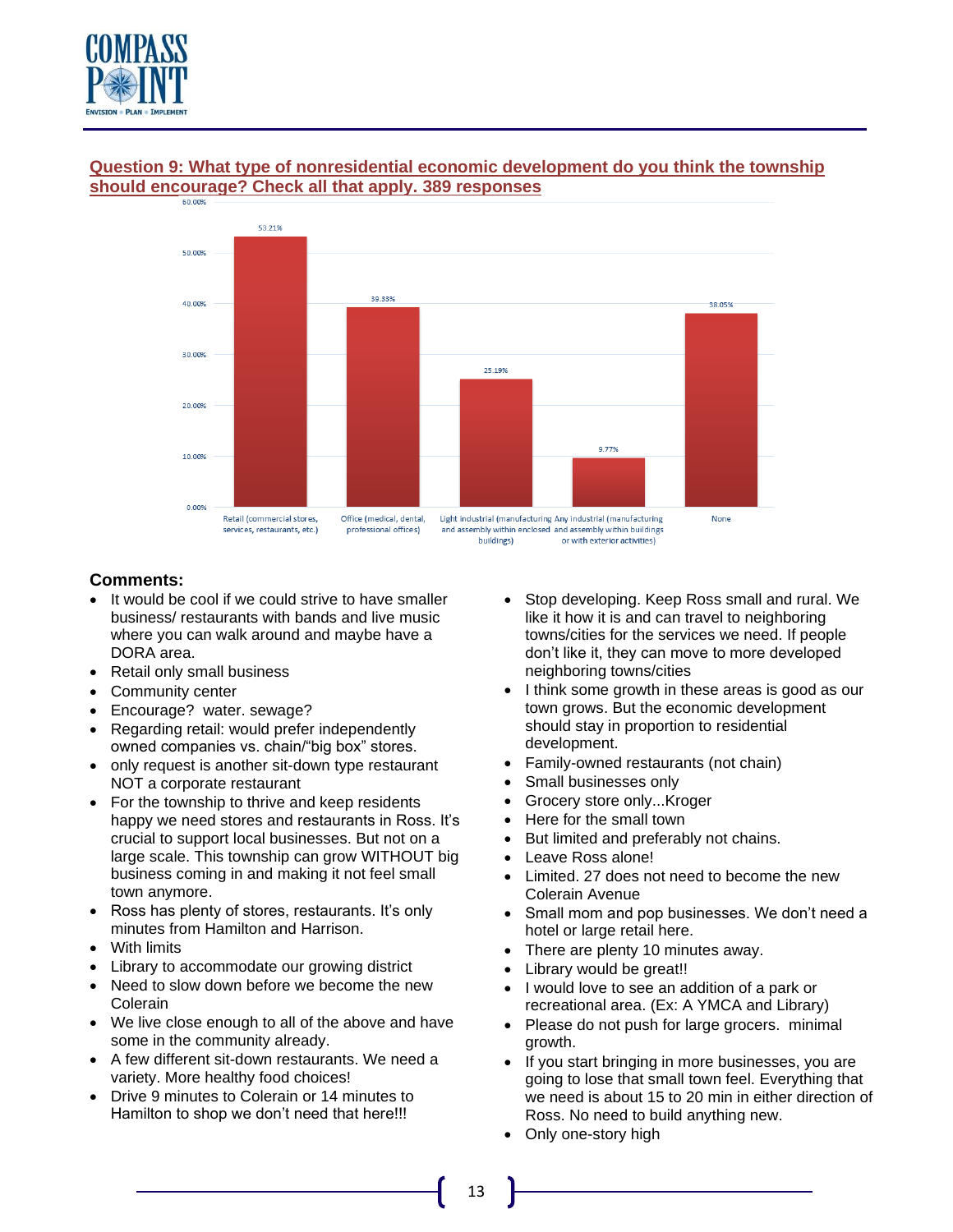## Question 9: What type of nonresidential economic development do you think the township should encourage? Check all that apply. 389 responses

| Response | Percent |
|---|---|
| Retail (commercial stores, services, restaurants, etc.) | 53.21% |
| Office (medical, dental, professional offices) | 39.33% |
| Light industrial (manufacturing and assembly within enclosed buildings) | 25.19% |
| Any industrial (manufacturing and assembly within buildings or with exterior activities) | 9.77% |
| None | 38.05% |

### Comments:

- It would be cool if we could strive to have smaller business/ restaurants with bands and live music where you can walk around and maybe have a DORA area.
- Retail only small business
- Community center
- Encourage? water. sewage?
- Regarding retail: would prefer independently owned companies vs. chain/"big box" stores.
- only request is another sit-down type restaurant NOT a corporate restaurant
- For the township to thrive and keep residents happy we need stores and restaurants in Ross. It's crucial to support local businesses. But not on a large scale. This township can grow WITHOUT big business coming in and making it not feel small town anymore.
- Ross has plenty of stores, restaurants. It's only minutes from Hamilton and Harrison.
- With limits
- Library to accommodate our growing district
- Need to slow down before we become the new Colerain
- We live close enough to all of the above and have some in the community already.
- A few different sit-down restaurants. We need a variety. More healthy food choices!
- Drive 9 minutes to Colerain or 14 minutes to Hamilton to shop we don't need that here!!!
- Stop developing. Keep Ross small and rural. We like it how it is and can travel to neighboring towns/cities for the services we need. If people don't like it, they can move to more developed neighboring towns/cities
- I think some growth in these areas is good as our town grows. But the economic development should stay in proportion to residential development.
- Family-owned restaurants (not chain)
- Small businesses only
- Grocery store only...Kroger
- Here for the small town
- But limited and preferably not chains.
- Leave Ross alone!
- Limited. 27 does not need to become the new Colerain Avenue
- Small mom and pop businesses. We don't need a hotel or large retail here.
- There are plenty 10 minutes away.
- Library would be great!!
- I would love to see an addition of a park or recreational area. (Ex: A YMCA and Library)
- Please do not push for large grocers.  minimal growth.
- If you start bringing in more businesses, you are going to lose that small town feel. Everything that we need is about 15 to 20 min in either direction of Ross. No need to build anything new.
- Only one-story high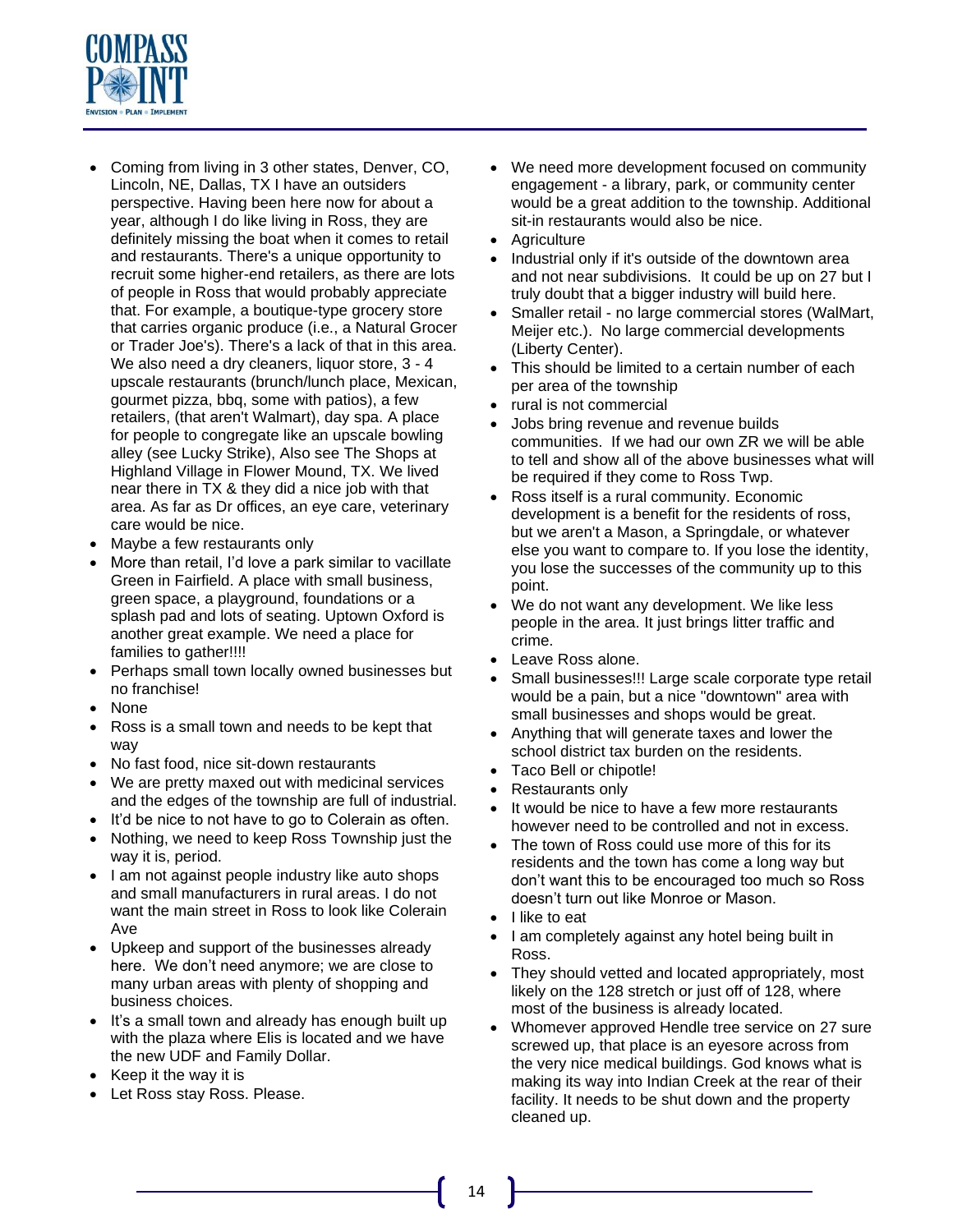- Coming from living in 3 other states, Denver, CO, Lincoln, NE, Dallas, TX I have an outsiders perspective. Having been here now for about a year, although I do like living in Ross, they are definitely missing the boat when it comes to retail and restaurants. There's a unique opportunity to recruit some higher-end retailers, as there are lots of people in Ross that would probably appreciate that. For example, a boutique-type grocery store that carries organic produce (i.e., a Natural Grocer or Trader Joe's). There's a lack of that in this area. We also need a dry cleaners, liquor store, 3 - 4 upscale restaurants (brunch/lunch place, Mexican, gourmet pizza, bbq, some with patios), a few retailers, (that aren't Walmart), day spa. A place for people to congregate like an upscale bowling alley (see Lucky Strike), Also see The Shops at Highland Village in Flower Mound, TX. We lived near there in TX & they did a nice job with that area. As far as Dr offices, an eye care, veterinary care would be nice.
- Maybe a few restaurants only
- More than retail, I'd love a park similar to vacillate Green in Fairfield. A place with small business, green space, a playground, foundations or a splash pad and lots of seating. Uptown Oxford is another great example. We need a place for families to gather!!!!
- Perhaps small town locally owned businesses but no franchise!
- None
- Ross is a small town and needs to be kept that way
- No fast food, nice sit-down restaurants
- We are pretty maxed out with medicinal services and the edges of the township are full of industrial.
- It'd be nice to not have to go to Colerain as often.
- Nothing, we need to keep Ross Township just the way it is, period.
- I am not against people industry like auto shops and small manufacturers in rural areas. I do not want the main street in Ross to look like Colerain Ave
- Upkeep and support of the businesses already here. We don't need anymore; we are close to many urban areas with plenty of shopping and business choices.
- It's a small town and already has enough built up with the plaza where Elis is located and we have the new UDF and Family Dollar.
- Keep it the way it is
- Let Ross stay Ross. Please.
- We need more development focused on community engagement - a library, park, or community center would be a great addition to the township. Additional sit-in restaurants would also be nice.
- Agriculture
- Industrial only if it's outside of the downtown area and not near subdivisions. It could be up on 27 but I truly doubt that a bigger industry will build here.
- Smaller retail - no large commercial stores (WalMart, Meijer etc.). No large commercial developments (Liberty Center).
- This should be limited to a certain number of each per area of the township
- rural is not commercial
- Jobs bring revenue and revenue builds communities. If we had our own ZR we will be able to tell and show all of the above businesses what will be required if they come to Ross Twp.
- Ross itself is a rural community. Economic development is a benefit for the residents of ross, but we aren't a Mason, a Springdale, or whatever else you want to compare to. If you lose the identity, you lose the successes of the community up to this point.
- We do not want any development. We like less people in the area. It just brings litter traffic and crime.
- Leave Ross alone.
- Small businesses!!! Large scale corporate type retail would be a pain, but a nice "downtown" area with small businesses and shops would be great.
- Anything that will generate taxes and lower the school district tax burden on the residents.
- Taco Bell or chipotle!
- Restaurants only
- It would be nice to have a few more restaurants however need to be controlled and not in excess.
- The town of Ross could use more of this for its residents and the town has come a long way but don't want this to be encouraged too much so Ross doesn't turn out like Monroe or Mason.
- I like to eat
- I am completely against any hotel being built in Ross.
- They should vetted and located appropriately, most likely on the 128 stretch or just off of 128, where most of the business is already located.
- Whomever approved Hendle tree service on 27 sure screwed up, that place is an eyesore across from the very nice medical buildings. God knows what is making its way into Indian Creek at the rear of their facility. It needs to be shut down and the property cleaned up.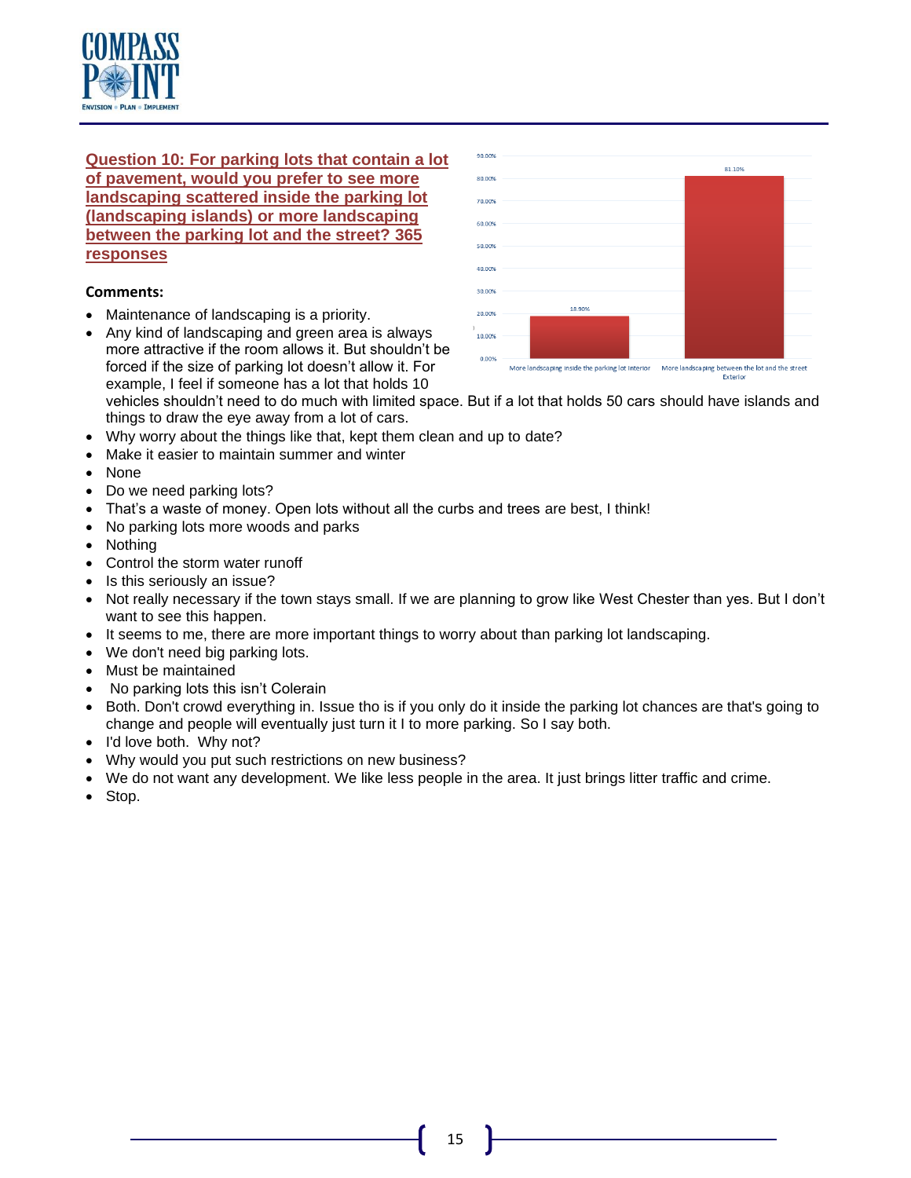**Question 10: For parking lots that contain a lot of pavement, would you prefer to see more landscaping scattered inside the parking lot (landscaping islands) or more landscaping between the parking lot and the street? 365 responses**

| Response | Percentage |
|---|---|
| More landscaping inside the parking lot interior | 18.90% |
| More landscaping between the lot and the street Exterior | 81.10% |

**Comments:**

- Maintenance of landscaping is a priority.
- Any kind of landscaping and green area is always more attractive if the room allows it. But shouldn't be forced if the size of parking lot doesn't allow it. For example, I feel if someone has a lot that holds 10 vehicles shouldn't need to do much with limited space. But if a lot that holds 50 cars should have islands and things to draw the eye away from a lot of cars.
- Why worry about the things like that, kept them clean and up to date?
- Make it easier to maintain summer and winter
- None
- Do we need parking lots?
- That's a waste of money. Open lots without all the curbs and trees are best, I think!
- No parking lots more woods and parks
- Nothing
- Control the storm water runoff
- Is this seriously an issue?
- Not really necessary if the town stays small. If we are planning to grow like West Chester than yes. But I don't want to see this happen.
- It seems to me, there are more important things to worry about than parking lot landscaping.
- We don't need big parking lots.
- Must be maintained
- No parking lots this isn't Colerain
- Both. Don't crowd everything in. Issue tho is if you only do it inside the parking lot chances are that's going to change and people will eventually just turn it I to more parking. So I say both.
- I'd love both. Why not?
- Why would you put such restrictions on new business?
- We do not want any development. We like less people in the area. It just brings litter traffic and crime.
- Stop.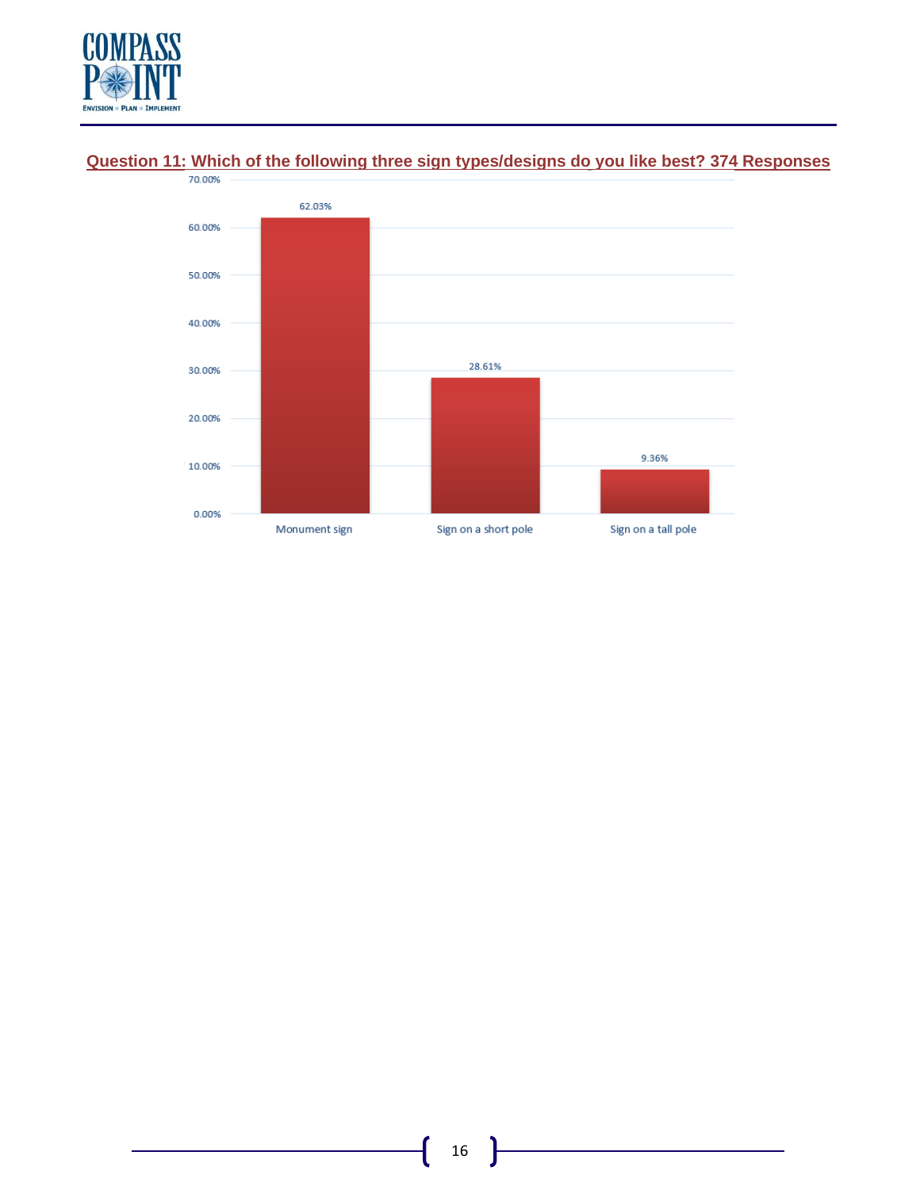**Question 11: Which of the following three sign types/designs do you like best? 374 Responses**

| Sign type | Percentage |
|---|---|
| Monument sign | 62.03% |
| Sign on a short pole | 28.61% |
| Sign on a tall pole | 9.36% |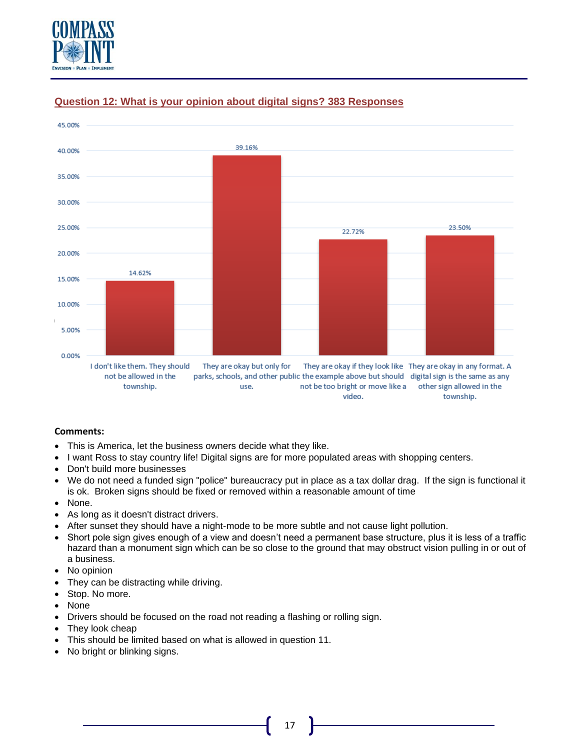## Question 12: What is your opinion about digital signs? 383 Responses

| Response | Percentage |
|---|---|
| I don't like them. They should not be allowed in the township. | 14.62% |
| They are okay but only for parks, schools, and other public use. | 39.16% |
| They are okay if they look like the example above but should not be too bright or move like a video. | 22.72% |
| They are okay in any format. A digital sign is the same as any other sign allowed in the township. | 23.50% |

**Comments:**

- This is America, let the business owners decide what they like.
- I want Ross to stay country life! Digital signs are for more populated areas with shopping centers.
- Don't build more businesses
- We do not need a funded sign "police" bureaucracy put in place as a tax dollar drag. If the sign is functional it is ok. Broken signs should be fixed or removed within a reasonable amount of time
- None.
- As long as it doesn't distract drivers.
- After sunset they should have a night-mode to be more subtle and not cause light pollution.
- Short pole sign gives enough of a view and doesn't need a permanent base structure, plus it is less of a traffic hazard than a monument sign which can be so close to the ground that may obstruct vision pulling in or out of a business.
- No opinion
- They can be distracting while driving.
- Stop. No more.
- None
- Drivers should be focused on the road not reading a flashing or rolling sign.
- They look cheap
- This should be limited based on what is allowed in question 11.
- No bright or blinking signs.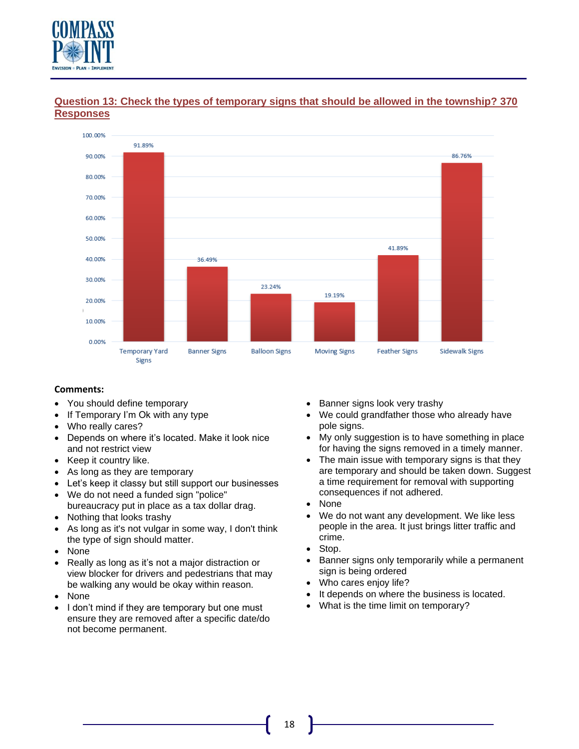## Question 13: Check the types of temporary signs that should be allowed in the township? 370 Responses

| Sign Type | Percentage |
|---|---|
| Temporary Yard Signs | 91.89% |
| Banner Signs | 36.49% |
| Balloon Signs | 23.24% |
| Moving Signs | 19.19% |
| Feather Signs | 41.89% |
| Sidewalk Signs | 86.76% |

**Comments:**

- You should define temporary
- If Temporary I'm Ok with any type
- Who really cares?
- Depends on where it's located. Make it look nice and not restrict view
- Keep it country like.
- As long as they are temporary
- Let's keep it classy but still support our businesses
- We do not need a funded sign "police" bureaucracy put in place as a tax dollar drag.
- Nothing that looks trashy
- As long as it's not vulgar in some way, I don't think the type of sign should matter.
- None
- Really as long as it's not a major distraction or view blocker for drivers and pedestrians that may be walking any would be okay within reason.
- None
- I don't mind if they are temporary but one must ensure they are removed after a specific date/do not become permanent.
- Banner signs look very trashy
- We could grandfather those who already have pole signs.
- My only suggestion is to have something in place for having the signs removed in a timely manner.
- The main issue with temporary signs is that they are temporary and should be taken down. Suggest a time requirement for removal with supporting consequences if not adhered.
- None
- We do not want any development. We like less people in the area. It just brings litter traffic and crime.
- Stop.
- Banner signs only temporarily while a permanent sign is being ordered
- Who cares enjoy life?
- It depends on where the business is located.
- What is the time limit on temporary?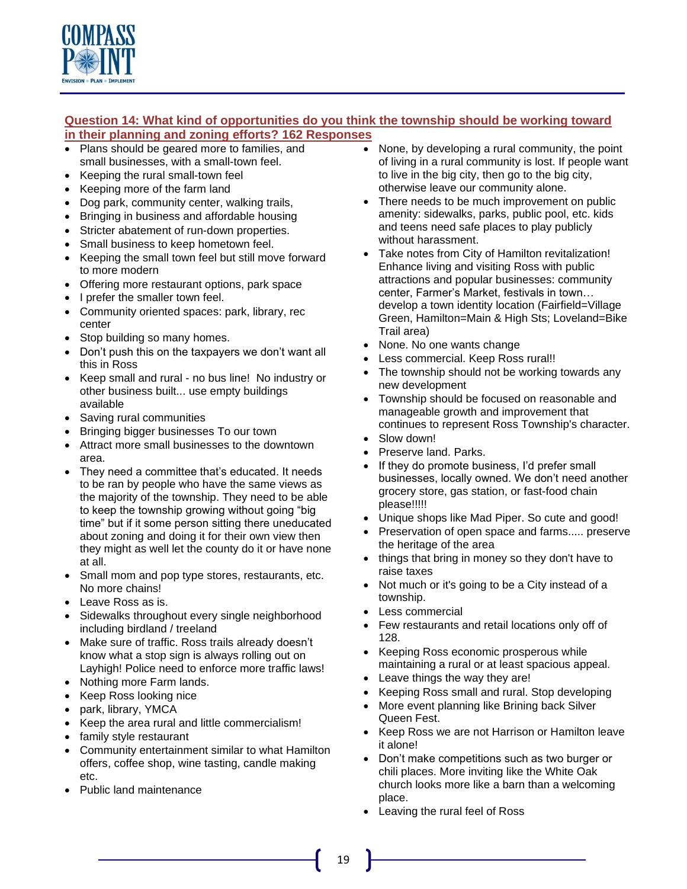**Question 14: What kind of opportunities do you think the township should be working toward in their planning and zoning efforts? 162 Responses**

- Plans should be geared more to families, and small businesses, with a small-town feel.
- Keeping the rural small-town feel
- Keeping more of the farm land
- Dog park, community center, walking trails,
- Bringing in business and affordable housing
- Stricter abatement of run-down properties.
- Small business to keep hometown feel.
- Keeping the small town feel but still move forward to more modern
- Offering more restaurant options, park space
- I prefer the smaller town feel.
- Community oriented spaces: park, library, rec center
- Stop building so many homes.
- Don't push this on the taxpayers we don't want all this in Ross
- Keep small and rural - no bus line! No industry or other business built... use empty buildings available
- Saving rural communities
- Bringing bigger businesses To our town
- Attract more small businesses to the downtown area.
- They need a committee that's educated. It needs to be ran by people who have the same views as the majority of the township. They need to be able to keep the township growing without going "big time" but if it some person sitting there uneducated about zoning and doing it for their own view then they might as well let the county do it or have none at all.
- Small mom and pop type stores, restaurants, etc. No more chains!
- Leave Ross as is.
- Sidewalks throughout every single neighborhood including birdland / treeland
- Make sure of traffic. Ross trails already doesn't know what a stop sign is always rolling out on Layhigh! Police need to enforce more traffic laws!
- Nothing more Farm lands.
- Keep Ross looking nice
- park, library, YMCA
- Keep the area rural and little commercialism!
- family style restaurant
- Community entertainment similar to what Hamilton offers, coffee shop, wine tasting, candle making etc.
- Public land maintenance
- None, by developing a rural community, the point of living in a rural community is lost. If people want to live in the big city, then go to the big city, otherwise leave our community alone.
- There needs to be much improvement on public amenity: sidewalks, parks, public pool, etc. kids and teens need safe places to play publicly without harassment.
- Take notes from City of Hamilton revitalization! Enhance living and visiting Ross with public attractions and popular businesses: community center, Farmer's Market, festivals in town… develop a town identity location (Fairfield=Village Green, Hamilton=Main & High Sts; Loveland=Bike Trail area)
- None. No one wants change
- Less commercial. Keep Ross rural!!
- The township should not be working towards any new development
- Township should be focused on reasonable and manageable growth and improvement that continues to represent Ross Township's character.
- Slow down!
- Preserve land. Parks.
- If they do promote business, I'd prefer small businesses, locally owned. We don't need another grocery store, gas station, or fast-food chain please!!!!!
- Unique shops like Mad Piper. So cute and good!
- Preservation of open space and farms..... preserve the heritage of the area
- things that bring in money so they don't have to raise taxes
- Not much or it's going to be a City instead of a township.
- Less commercial
- Few restaurants and retail locations only off of 128.
- Keeping Ross economic prosperous while maintaining a rural or at least spacious appeal.
- Leave things the way they are!
- Keeping Ross small and rural. Stop developing
- More event planning like Brining back Silver Queen Fest.
- Keep Ross we are not Harrison or Hamilton leave it alone!
- Don't make competitions such as two burger or chili places. More inviting like the White Oak church looks more like a barn than a welcoming place.
- Leaving the rural feel of Ross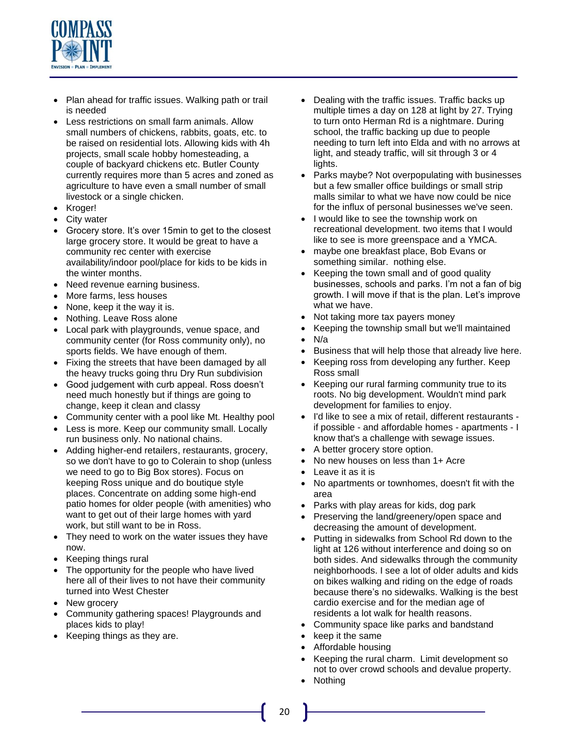- Plan ahead for traffic issues. Walking path or trail is needed
- Less restrictions on small farm animals. Allow small numbers of chickens, rabbits, goats, etc. to be raised on residential lots. Allowing kids with 4h projects, small scale hobby homesteading, a couple of backyard chickens etc. Butler County currently requires more than 5 acres and zoned as agriculture to have even a small number of small livestock or a single chicken.
- Kroger!
- City water
- Grocery store. It's over 15min to get to the closest large grocery store. It would be great to have a community rec center with exercise availability/indoor pool/place for kids to be kids in the winter months.
- Need revenue earning business.
- More farms, less houses
- None, keep it the way it is.
- Nothing. Leave Ross alone
- Local park with playgrounds, venue space, and community center (for Ross community only), no sports fields. We have enough of them.
- Fixing the streets that have been damaged by all the heavy trucks going thru Dry Run subdivision
- Good judgement with curb appeal. Ross doesn't need much honestly but if things are going to change, keep it clean and classy
- Community center with a pool like Mt. Healthy pool
- Less is more. Keep our community small. Locally run business only. No national chains.
- Adding higher-end retailers, restaurants, grocery, so we don't have to go to Colerain to shop (unless we need to go to Big Box stores). Focus on keeping Ross unique and do boutique style places. Concentrate on adding some high-end patio homes for older people (with amenities) who want to get out of their large homes with yard work, but still want to be in Ross.
- They need to work on the water issues they have now.
- Keeping things rural
- The opportunity for the people who have lived here all of their lives to not have their community turned into West Chester
- New grocery
- Community gathering spaces! Playgrounds and places kids to play!
- Keeping things as they are.
- Dealing with the traffic issues. Traffic backs up multiple times a day on 128 at light by 27. Trying to turn onto Herman Rd is a nightmare. During school, the traffic backing up due to people needing to turn left into Elda and with no arrows at light, and steady traffic, will sit through 3 or 4 lights.
- Parks maybe? Not overpopulating with businesses but a few smaller office buildings or small strip malls similar to what we have now could be nice for the influx of personal businesses we've seen.
- I would like to see the township work on recreational development. two items that I would like to see is more greenspace and a YMCA.
- maybe one breakfast place, Bob Evans or something similar. nothing else.
- Keeping the town small and of good quality businesses, schools and parks. I'm not a fan of big growth. I will move if that is the plan. Let's improve what we have.
- Not taking more tax payers money
- Keeping the township small but we'll maintained
- N/a
- Business that will help those that already live here.
- Keeping ross from developing any further. Keep Ross small
- Keeping our rural farming community true to its roots. No big development. Wouldn't mind park development for families to enjoy.
- I'd like to see a mix of retail, different restaurants - if possible - and affordable homes - apartments - I know that's a challenge with sewage issues.
- A better grocery store option.
- No new houses on less than 1+ Acre
- Leave it as it is
- No apartments or townhomes, doesn't fit with the area
- Parks with play areas for kids, dog park
- Preserving the land/greenery/open space and decreasing the amount of development.
- Putting in sidewalks from School Rd down to the light at 126 without interference and doing so on both sides. And sidewalks through the community neighborhoods. I see a lot of older adults and kids on bikes walking and riding on the edge of roads because there's no sidewalks. Walking is the best cardio exercise and for the median age of residents a lot walk for health reasons.
- Community space like parks and bandstand
- keep it the same
- Affordable housing
- Keeping the rural charm. Limit development so not to over crowd schools and devalue property.
- Nothing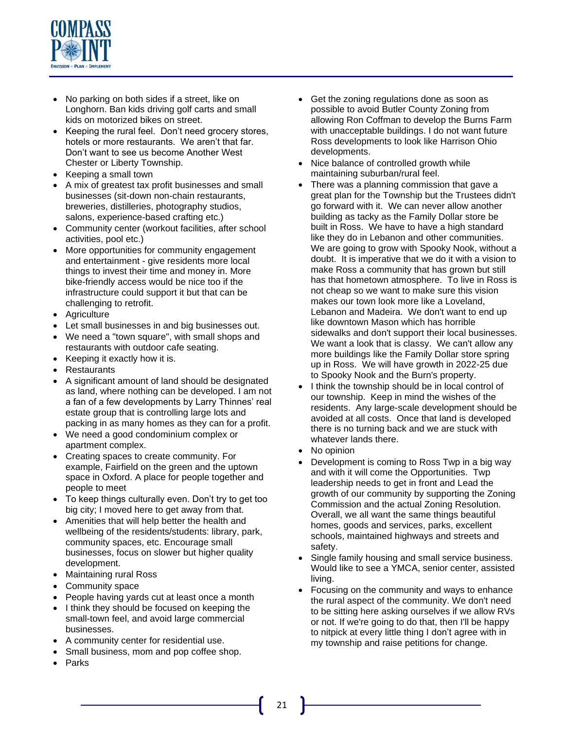- No parking on both sides if a street, like on Longhorn. Ban kids driving golf carts and small kids on motorized bikes on street.
- Keeping the rural feel. Don't need grocery stores, hotels or more restaurants. We aren't that far. Don't want to see us become Another West Chester or Liberty Township.
- Keeping a small town
- A mix of greatest tax profit businesses and small businesses (sit-down non-chain restaurants, breweries, distilleries, photography studios, salons, experience-based crafting etc.)
- Community center (workout facilities, after school activities, pool etc.)
- More opportunities for community engagement and entertainment - give residents more local things to invest their time and money in. More bike-friendly access would be nice too if the infrastructure could support it but that can be challenging to retrofit.
- Agriculture
- Let small businesses in and big businesses out.
- We need a "town square", with small shops and restaurants with outdoor cafe seating.
- Keeping it exactly how it is.
- Restaurants
- A significant amount of land should be designated as land, where nothing can be developed. I am not a fan of a few developments by Larry Thinnes' real estate group that is controlling large lots and packing in as many homes as they can for a profit.
- We need a good condominium complex or apartment complex.
- Creating spaces to create community. For example, Fairfield on the green and the uptown space in Oxford. A place for people together and people to meet
- To keep things culturally even. Don't try to get too big city; I moved here to get away from that.
- Amenities that will help better the health and wellbeing of the residents/students: library, park, community spaces, etc. Encourage small businesses, focus on slower but higher quality development.
- Maintaining rural Ross
- Community space
- People having yards cut at least once a month
- I think they should be focused on keeping the small-town feel, and avoid large commercial businesses.
- A community center for residential use.
- Small business, mom and pop coffee shop.
- Parks
- Get the zoning regulations done as soon as possible to avoid Butler County Zoning from allowing Ron Coffman to develop the Burns Farm with unacceptable buildings. I do not want future Ross developments to look like Harrison Ohio developments.
- Nice balance of controlled growth while maintaining suburban/rural feel.
- There was a planning commission that gave a great plan for the Township but the Trustees didn't go forward with it. We can never allow another building as tacky as the Family Dollar store be built in Ross. We have to have a high standard like they do in Lebanon and other communities. We are going to grow with Spooky Nook, without a doubt. It is imperative that we do it with a vision to make Ross a community that has grown but still has that hometown atmosphere. To live in Ross is not cheap so we want to make sure this vision makes our town look more like a Loveland, Lebanon and Madeira. We don't want to end up like downtown Mason which has horrible sidewalks and don't support their local businesses. We want a look that is classy. We can't allow any more buildings like the Family Dollar store spring up in Ross. We will have growth in 2022-25 due to Spooky Nook and the Burn's property.
- I think the township should be in local control of our township. Keep in mind the wishes of the residents. Any large-scale development should be avoided at all costs. Once that land is developed there is no turning back and we are stuck with whatever lands there.
- No opinion
- Development is coming to Ross Twp in a big way and with it will come the Opportunities. Twp leadership needs to get in front and Lead the growth of our community by supporting the Zoning Commission and the actual Zoning Resolution. Overall, we all want the same things beautiful homes, goods and services, parks, excellent schools, maintained highways and streets and safety.
- Single family housing and small service business. Would like to see a YMCA, senior center, assisted living.
- Focusing on the community and ways to enhance the rural aspect of the community. We don't need to be sitting here asking ourselves if we allow RVs or not. If we're going to do that, then I'll be happy to nitpick at every little thing I don't agree with in my township and raise petitions for change.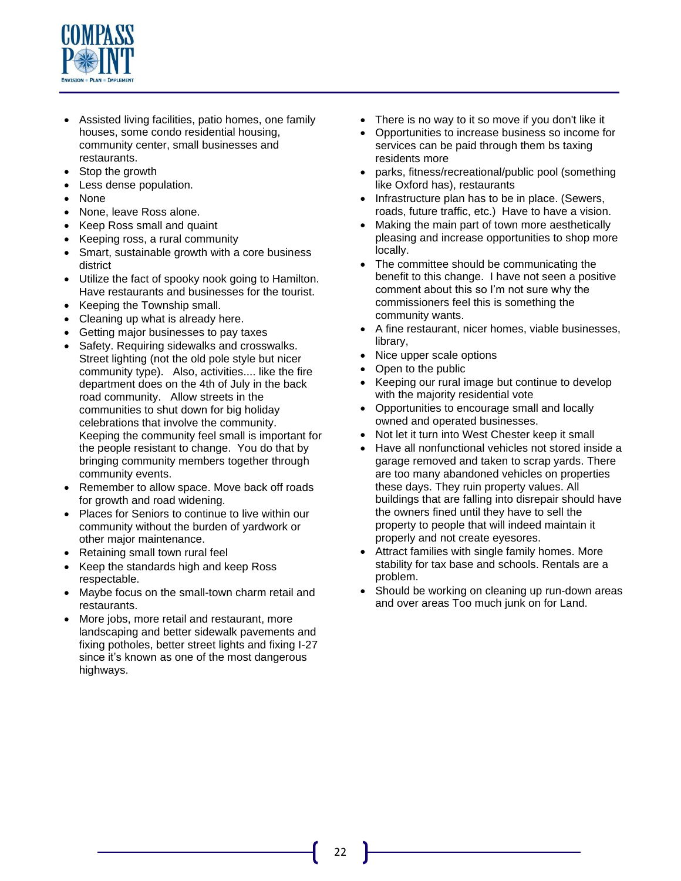- Assisted living facilities, patio homes, one family houses, some condo residential housing, community center, small businesses and restaurants.
- Stop the growth
- Less dense population.
- None
- None, leave Ross alone.
- Keep Ross small and quaint
- Keeping ross, a rural community
- Smart, sustainable growth with a core business district
- Utilize the fact of spooky nook going to Hamilton. Have restaurants and businesses for the tourist.
- Keeping the Township small.
- Cleaning up what is already here.
- Getting major businesses to pay taxes
- Safety. Requiring sidewalks and crosswalks. Street lighting (not the old pole style but nicer community type). Also, activities.... like the fire department does on the 4th of July in the back road community. Allow streets in the communities to shut down for big holiday celebrations that involve the community. Keeping the community feel small is important for the people resistant to change. You do that by bringing community members together through community events.
- Remember to allow space. Move back off roads for growth and road widening.
- Places for Seniors to continue to live within our community without the burden of yardwork or other major maintenance.
- Retaining small town rural feel
- Keep the standards high and keep Ross respectable.
- Maybe focus on the small-town charm retail and restaurants.
- More jobs, more retail and restaurant, more landscaping and better sidewalk pavements and fixing potholes, better street lights and fixing I-27 since it's known as one of the most dangerous highways.
- There is no way to it so move if you don't like it
- Opportunities to increase business so income for services can be paid through them bs taxing residents more
- parks, fitness/recreational/public pool (something like Oxford has), restaurants
- Infrastructure plan has to be in place. (Sewers, roads, future traffic, etc.) Have to have a vision.
- Making the main part of town more aesthetically pleasing and increase opportunities to shop more locally.
- The committee should be communicating the benefit to this change. I have not seen a positive comment about this so I'm not sure why the commissioners feel this is something the community wants.
- A fine restaurant, nicer homes, viable businesses, library,
- Nice upper scale options
- Open to the public
- Keeping our rural image but continue to develop with the majority residential vote
- Opportunities to encourage small and locally owned and operated businesses.
- Not let it turn into West Chester keep it small
- Have all nonfunctional vehicles not stored inside a garage removed and taken to scrap yards. There are too many abandoned vehicles on properties these days. They ruin property values. All buildings that are falling into disrepair should have the owners fined until they have to sell the property to people that will indeed maintain it properly and not create eyesores.
- Attract families with single family homes. More stability for tax base and schools. Rentals are a problem.
- Should be working on cleaning up run-down areas and over areas Too much junk on for Land.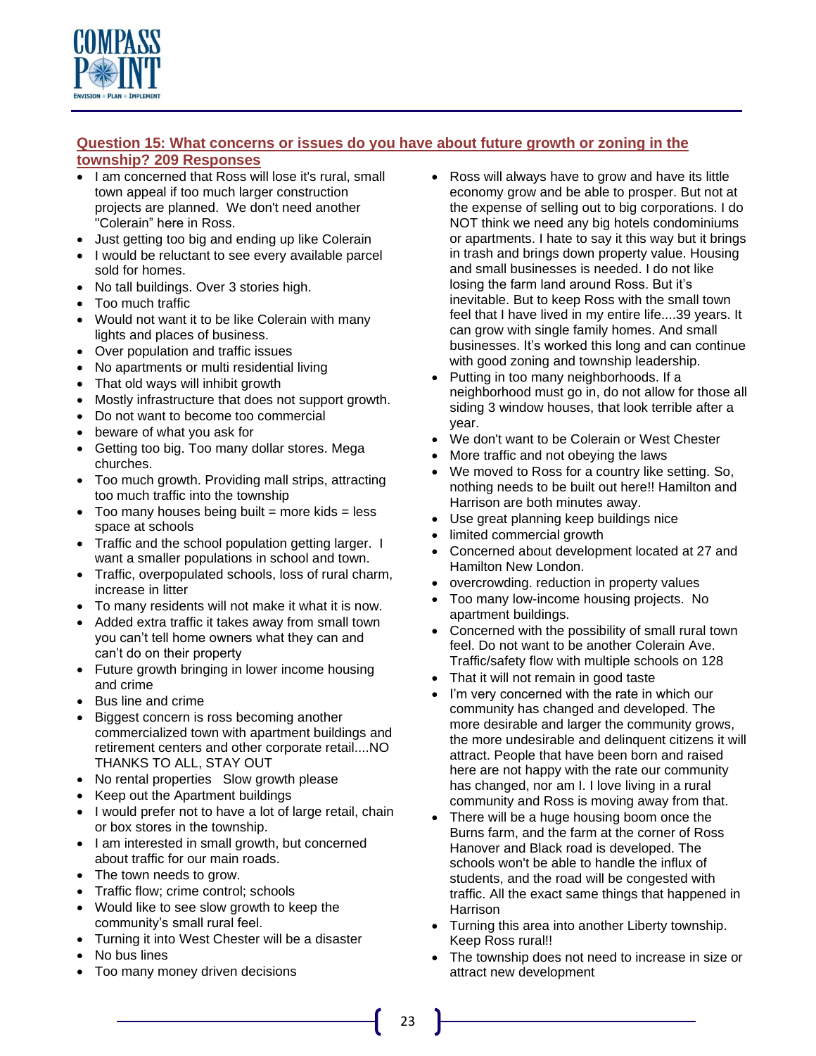## Question 15: What concerns or issues do you have about future growth or zoning in the township? 209 Responses

- I am concerned that Ross will lose it's rural, small town appeal if too much larger construction projects are planned. We don't need another "Colerain" here in Ross.
- Just getting too big and ending up like Colerain
- I would be reluctant to see every available parcel sold for homes.
- No tall buildings. Over 3 stories high.
- Too much traffic
- Would not want it to be like Colerain with many lights and places of business.
- Over population and traffic issues
- No apartments or multi residential living
- That old ways will inhibit growth
- Mostly infrastructure that does not support growth.
- Do not want to become too commercial
- beware of what you ask for
- Getting too big. Too many dollar stores. Mega churches.
- Too much growth. Providing mall strips, attracting too much traffic into the township
- Too many houses being built = more kids = less space at schools
- Traffic and the school population getting larger. I want a smaller populations in school and town.
- Traffic, overpopulated schools, loss of rural charm, increase in litter
- To many residents will not make it what it is now.
- Added extra traffic it takes away from small town you can't tell home owners what they can and can't do on their property
- Future growth bringing in lower income housing and crime
- Bus line and crime
- Biggest concern is ross becoming another commercialized town with apartment buildings and retirement centers and other corporate retail....NO THANKS TO ALL, STAY OUT
- No rental properties Slow growth please
- Keep out the Apartment buildings
- I would prefer not to have a lot of large retail, chain or box stores in the township.
- I am interested in small growth, but concerned about traffic for our main roads.
- The town needs to grow.
- Traffic flow; crime control; schools
- Would like to see slow growth to keep the community's small rural feel.
- Turning it into West Chester will be a disaster
- No bus lines
- Too many money driven decisions
- Ross will always have to grow and have its little economy grow and be able to prosper. But not at the expense of selling out to big corporations. I do NOT think we need any big hotels condominiums or apartments. I hate to say it this way but it brings in trash and brings down property value. Housing and small businesses is needed. I do not like losing the farm land around Ross. But it's inevitable. But to keep Ross with the small town feel that I have lived in my entire life....39 years. It can grow with single family homes. And small businesses. It's worked this long and can continue with good zoning and township leadership.
- Putting in too many neighborhoods. If a neighborhood must go in, do not allow for those all siding 3 window houses, that look terrible after a year.
- We don't want to be Colerain or West Chester
- More traffic and not obeying the laws
- We moved to Ross for a country like setting. So, nothing needs to be built out here!! Hamilton and Harrison are both minutes away.
- Use great planning keep buildings nice
- limited commercial growth
- Concerned about development located at 27 and Hamilton New London.
- overcrowding. reduction in property values
- Too many low-income housing projects. No apartment buildings.
- Concerned with the possibility of small rural town feel. Do not want to be another Colerain Ave. Traffic/safety flow with multiple schools on 128
- That it will not remain in good taste
- I'm very concerned with the rate in which our community has changed and developed. The more desirable and larger the community grows, the more undesirable and delinquent citizens it will attract. People that have been born and raised here are not happy with the rate our community has changed, nor am I. I love living in a rural community and Ross is moving away from that.
- There will be a huge housing boom once the Burns farm, and the farm at the corner of Ross Hanover and Black road is developed. The schools won't be able to handle the influx of students, and the road will be congested with traffic. All the exact same things that happened in Harrison
- Turning this area into another Liberty township. Keep Ross rural!!
- The township does not need to increase in size or attract new development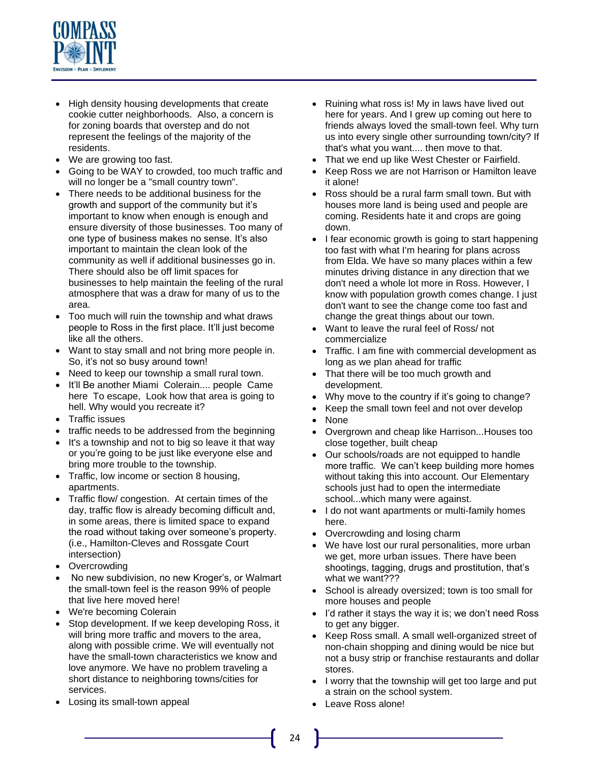- High density housing developments that create cookie cutter neighborhoods. Also, a concern is for zoning boards that overstep and do not represent the feelings of the majority of the residents.
- We are growing too fast.
- Going to be WAY to crowded, too much traffic and will no longer be a "small country town".
- There needs to be additional business for the growth and support of the community but it's important to know when enough is enough and ensure diversity of those businesses. Too many of one type of business makes no sense. It's also important to maintain the clean look of the community as well if additional businesses go in. There should also be off limit spaces for businesses to help maintain the feeling of the rural atmosphere that was a draw for many of us to the area.
- Too much will ruin the township and what draws people to Ross in the first place. It'll just become like all the others.
- Want to stay small and not bring more people in. So, it's not so busy around town!
- Need to keep our township a small rural town.
- It'll Be another Miami Colerain.... people Came here To escape, Look how that area is going to hell. Why would you recreate it?
- Traffic issues
- traffic needs to be addressed from the beginning
- It's a township and not to big so leave it that way or you're going to be just like everyone else and bring more trouble to the township.
- Traffic, low income or section 8 housing, apartments.
- Traffic flow/ congestion. At certain times of the day, traffic flow is already becoming difficult and, in some areas, there is limited space to expand the road without taking over someone's property. (i.e., Hamilton-Cleves and Rossgate Court intersection)
- Overcrowding
- No new subdivision, no new Kroger's, or Walmart the small-town feel is the reason 99% of people that live here moved here!
- We're becoming Colerain
- Stop development. If we keep developing Ross, it will bring more traffic and movers to the area, along with possible crime. We will eventually not have the small-town characteristics we know and love anymore. We have no problem traveling a short distance to neighboring towns/cities for services.
- Losing its small-town appeal
- Ruining what ross is! My in laws have lived out here for years. And I grew up coming out here to friends always loved the small-town feel. Why turn us into every single other surrounding town/city? If that's what you want.... then move to that.
- That we end up like West Chester or Fairfield.
- Keep Ross we are not Harrison or Hamilton leave it alone!
- Ross should be a rural farm small town. But with houses more land is being used and people are coming. Residents hate it and crops are going down.
- I fear economic growth is going to start happening too fast with what I'm hearing for plans across from Elda. We have so many places within a few minutes driving distance in any direction that we don't need a whole lot more in Ross. However, I know with population growth comes change. I just don't want to see the change come too fast and change the great things about our town.
- Want to leave the rural feel of Ross/ not commercialize
- Traffic. I am fine with commercial development as long as we plan ahead for traffic
- That there will be too much growth and development.
- Why move to the country if it's going to change?
- Keep the small town feel and not over develop
- None
- Overgrown and cheap like Harrison...Houses too close together, built cheap
- Our schools/roads are not equipped to handle more traffic. We can't keep building more homes without taking this into account. Our Elementary schools just had to open the intermediate school...which many were against.
- I do not want apartments or multi-family homes here.
- Overcrowding and losing charm
- We have lost our rural personalities, more urban we get, more urban issues. There have been shootings, tagging, drugs and prostitution, that's what we want???
- School is already oversized; town is too small for more houses and people
- I'd rather it stays the way it is; we don't need Ross to get any bigger.
- Keep Ross small. A small well-organized street of non-chain shopping and dining would be nice but not a busy strip or franchise restaurants and dollar stores.
- I worry that the township will get too large and put a strain on the school system.
- Leave Ross alone!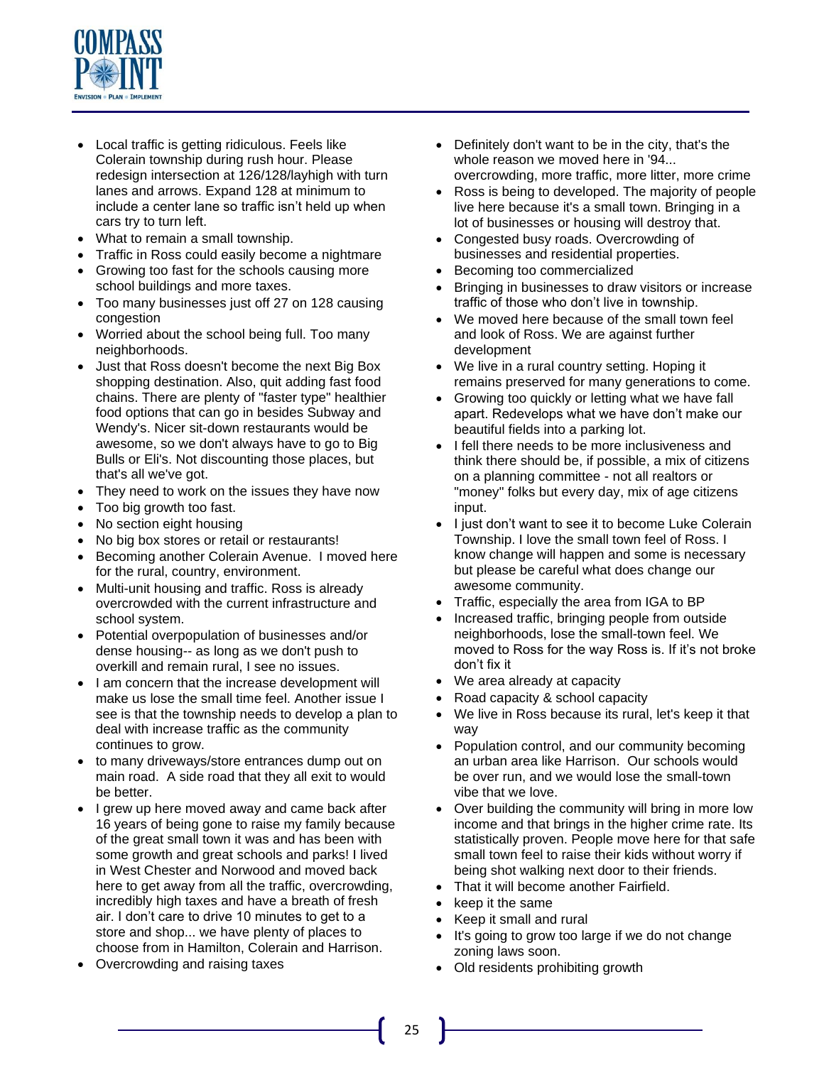- Local traffic is getting ridiculous. Feels like Colerain township during rush hour. Please redesign intersection at 126/128/layhigh with turn lanes and arrows. Expand 128 at minimum to include a center lane so traffic isn't held up when cars try to turn left.
- What to remain a small township.
- Traffic in Ross could easily become a nightmare
- Growing too fast for the schools causing more school buildings and more taxes.
- Too many businesses just off 27 on 128 causing congestion
- Worried about the school being full. Too many neighborhoods.
- Just that Ross doesn't become the next Big Box shopping destination. Also, quit adding fast food chains. There are plenty of "faster type" healthier food options that can go in besides Subway and Wendy's. Nicer sit-down restaurants would be awesome, so we don't always have to go to Big Bulls or Eli's. Not discounting those places, but that's all we've got.
- They need to work on the issues they have now
- Too big growth too fast.
- No section eight housing
- No big box stores or retail or restaurants!
- Becoming another Colerain Avenue. I moved here for the rural, country, environment.
- Multi-unit housing and traffic. Ross is already overcrowded with the current infrastructure and school system.
- Potential overpopulation of businesses and/or dense housing-- as long as we don't push to overkill and remain rural, I see no issues.
- I am concern that the increase development will make us lose the small time feel. Another issue I see is that the township needs to develop a plan to deal with increase traffic as the community continues to grow.
- to many driveways/store entrances dump out on main road. A side road that they all exit to would be better.
- I grew up here moved away and came back after 16 years of being gone to raise my family because of the great small town it was and has been with some growth and great schools and parks! I lived in West Chester and Norwood and moved back here to get away from all the traffic, overcrowding, incredibly high taxes and have a breath of fresh air. I don't care to drive 10 minutes to get to a store and shop... we have plenty of places to choose from in Hamilton, Colerain and Harrison.
- Overcrowding and raising taxes
- Definitely don't want to be in the city, that's the whole reason we moved here in '94... overcrowding, more traffic, more litter, more crime
- Ross is being to developed. The majority of people live here because it's a small town. Bringing in a lot of businesses or housing will destroy that.
- Congested busy roads. Overcrowding of businesses and residential properties.
- Becoming too commercialized
- Bringing in businesses to draw visitors or increase traffic of those who don't live in township.
- We moved here because of the small town feel and look of Ross. We are against further development
- We live in a rural country setting. Hoping it remains preserved for many generations to come.
- Growing too quickly or letting what we have fall apart. Redevelops what we have don't make our beautiful fields into a parking lot.
- I fell there needs to be more inclusiveness and think there should be, if possible, a mix of citizens on a planning committee - not all realtors or "money" folks but every day, mix of age citizens input.
- I just don't want to see it to become Luke Colerain Township. I love the small town feel of Ross. I know change will happen and some is necessary but please be careful what does change our awesome community.
- Traffic, especially the area from IGA to BP
- Increased traffic, bringing people from outside neighborhoods, lose the small-town feel. We moved to Ross for the way Ross is. If it's not broke don't fix it
- We area already at capacity
- Road capacity & school capacity
- We live in Ross because its rural, let's keep it that way
- Population control, and our community becoming an urban area like Harrison. Our schools would be over run, and we would lose the small-town vibe that we love.
- Over building the community will bring in more low income and that brings in the higher crime rate. Its statistically proven. People move here for that safe small town feel to raise their kids without worry if being shot walking next door to their friends.
- That it will become another Fairfield.
- keep it the same
- Keep it small and rural
- It's going to grow too large if we do not change zoning laws soon.
- Old residents prohibiting growth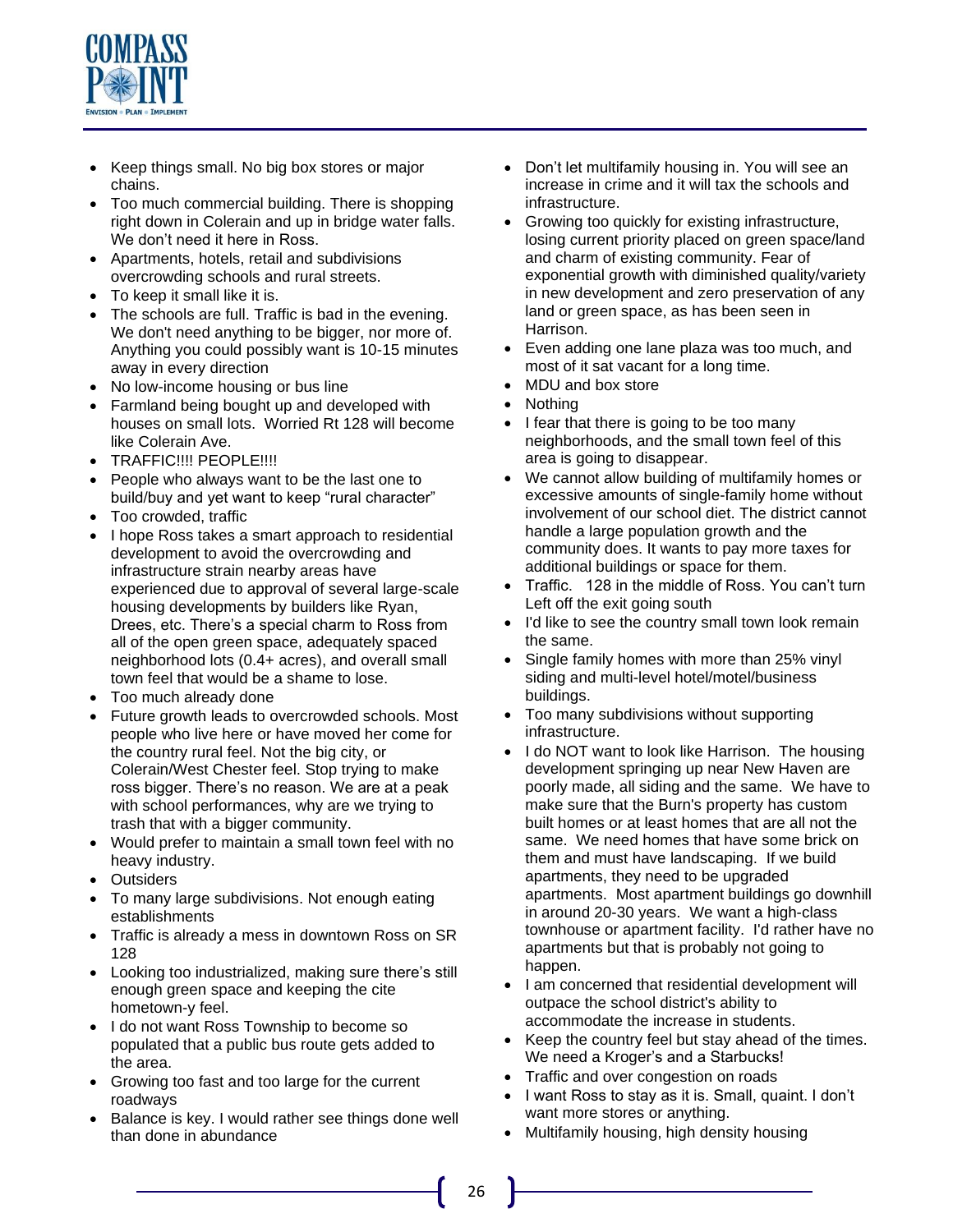- Keep things small. No big box stores or major chains.
- Too much commercial building. There is shopping right down in Colerain and up in bridge water falls. We don't need it here in Ross.
- Apartments, hotels, retail and subdivisions overcrowding schools and rural streets.
- To keep it small like it is.
- The schools are full. Traffic is bad in the evening. We don't need anything to be bigger, nor more of. Anything you could possibly want is 10-15 minutes away in every direction
- No low-income housing or bus line
- Farmland being bought up and developed with houses on small lots. Worried Rt 128 will become like Colerain Ave.
- TRAFFIC!!!! PEOPLE!!!!
- People who always want to be the last one to build/buy and yet want to keep "rural character"
- Too crowded, traffic
- I hope Ross takes a smart approach to residential development to avoid the overcrowding and infrastructure strain nearby areas have experienced due to approval of several large-scale housing developments by builders like Ryan, Drees, etc. There's a special charm to Ross from all of the open green space, adequately spaced neighborhood lots (0.4+ acres), and overall small town feel that would be a shame to lose.
- Too much already done
- Future growth leads to overcrowded schools. Most people who live here or have moved her come for the country rural feel. Not the big city, or Colerain/West Chester feel. Stop trying to make ross bigger. There's no reason. We are at a peak with school performances, why are we trying to trash that with a bigger community.
- Would prefer to maintain a small town feel with no heavy industry.
- Outsiders
- To many large subdivisions. Not enough eating establishments
- Traffic is already a mess in downtown Ross on SR 128
- Looking too industrialized, making sure there's still enough green space and keeping the cite hometown-y feel.
- I do not want Ross Township to become so populated that a public bus route gets added to the area.
- Growing too fast and too large for the current roadways
- Balance is key. I would rather see things done well than done in abundance
- Don't let multifamily housing in. You will see an increase in crime and it will tax the schools and infrastructure.
- Growing too quickly for existing infrastructure, losing current priority placed on green space/land and charm of existing community. Fear of exponential growth with diminished quality/variety in new development and zero preservation of any land or green space, as has been seen in Harrison.
- Even adding one lane plaza was too much, and most of it sat vacant for a long time.
- MDU and box store
- Nothing
- I fear that there is going to be too many neighborhoods, and the small town feel of this area is going to disappear.
- We cannot allow building of multifamily homes or excessive amounts of single-family home without involvement of our school diet. The district cannot handle a large population growth and the community does. It wants to pay more taxes for additional buildings or space for them.
- Traffic. 128 in the middle of Ross. You can't turn Left off the exit going south
- I'd like to see the country small town look remain the same.
- Single family homes with more than 25% vinyl siding and multi-level hotel/motel/business buildings.
- Too many subdivisions without supporting infrastructure.
- I do NOT want to look like Harrison. The housing development springing up near New Haven are poorly made, all siding and the same. We have to make sure that the Burn's property has custom built homes or at least homes that are all not the same. We need homes that have some brick on them and must have landscaping. If we build apartments, they need to be upgraded apartments. Most apartment buildings go downhill in around 20-30 years. We want a high-class townhouse or apartment facility. I'd rather have no apartments but that is probably not going to happen.
- I am concerned that residential development will outpace the school district's ability to accommodate the increase in students.
- Keep the country feel but stay ahead of the times. We need a Kroger's and a Starbucks!
- Traffic and over congestion on roads
- I want Ross to stay as it is. Small, quaint. I don't want more stores or anything.
- Multifamily housing, high density housing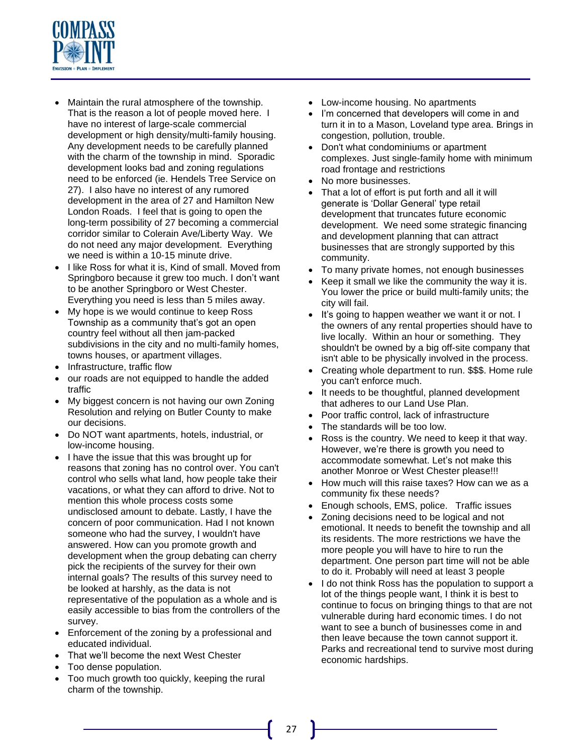- Maintain the rural atmosphere of the township. That is the reason a lot of people moved here. I have no interest of large-scale commercial development or high density/multi-family housing. Any development needs to be carefully planned with the charm of the township in mind. Sporadic development looks bad and zoning regulations need to be enforced (ie. Hendels Tree Service on 27). I also have no interest of any rumored development in the area of 27 and Hamilton New London Roads. I feel that is going to open the long-term possibility of 27 becoming a commercial corridor similar to Colerain Ave/Liberty Way. We do not need any major development. Everything we need is within a 10-15 minute drive.
- I like Ross for what it is, Kind of small. Moved from Springboro because it grew too much. I don't want to be another Springboro or West Chester. Everything you need is less than 5 miles away.
- My hope is we would continue to keep Ross Township as a community that's got an open country feel without all then jam-packed subdivisions in the city and no multi-family homes, towns houses, or apartment villages.
- Infrastructure, traffic flow
- our roads are not equipped to handle the added traffic
- My biggest concern is not having our own Zoning Resolution and relying on Butler County to make our decisions.
- Do NOT want apartments, hotels, industrial, or low-income housing.
- I have the issue that this was brought up for reasons that zoning has no control over. You can't control who sells what land, how people take their vacations, or what they can afford to drive. Not to mention this whole process costs some undisclosed amount to debate. Lastly, I have the concern of poor communication. Had I not known someone who had the survey, I wouldn't have answered. How can you promote growth and development when the group debating can cherry pick the recipients of the survey for their own internal goals? The results of this survey need to be looked at harshly, as the data is not representative of the population as a whole and is easily accessible to bias from the controllers of the survey.
- Enforcement of the zoning by a professional and educated individual.
- That we'll become the next West Chester
- Too dense population.
- Too much growth too quickly, keeping the rural charm of the township.
- Low-income housing. No apartments
- I'm concerned that developers will come in and turn it in to a Mason, Loveland type area. Brings in congestion, pollution, trouble.
- Don't what condominiums or apartment complexes. Just single-family home with minimum road frontage and restrictions
- No more businesses.
- That a lot of effort is put forth and all it will generate is 'Dollar General' type retail development that truncates future economic development. We need some strategic financing and development planning that can attract businesses that are strongly supported by this community.
- To many private homes, not enough businesses
- Keep it small we like the community the way it is. You lower the price or build multi-family units; the city will fail.
- It's going to happen weather we want it or not. I the owners of any rental properties should have to live locally. Within an hour or something. They shouldn't be owned by a big off-site company that isn't able to be physically involved in the process.
- Creating whole department to run. $$$. Home rule you can't enforce much.
- It needs to be thoughtful, planned development that adheres to our Land Use Plan.
- Poor traffic control, lack of infrastructure
- The standards will be too low.
- Ross is the country. We need to keep it that way. However, we're there is growth you need to accommodate somewhat. Let's not make this another Monroe or West Chester please!!!
- How much will this raise taxes? How can we as a community fix these needs?
- Enough schools, EMS, police. Traffic issues
- Zoning decisions need to be logical and not emotional. It needs to benefit the township and all its residents. The more restrictions we have the more people you will have to hire to run the department. One person part time will not be able to do it. Probably will need at least 3 people
- I do not think Ross has the population to support a lot of the things people want, I think it is best to continue to focus on bringing things to that are not vulnerable during hard economic times. I do not want to see a bunch of businesses come in and then leave because the town cannot support it. Parks and recreational tend to survive most during economic hardships.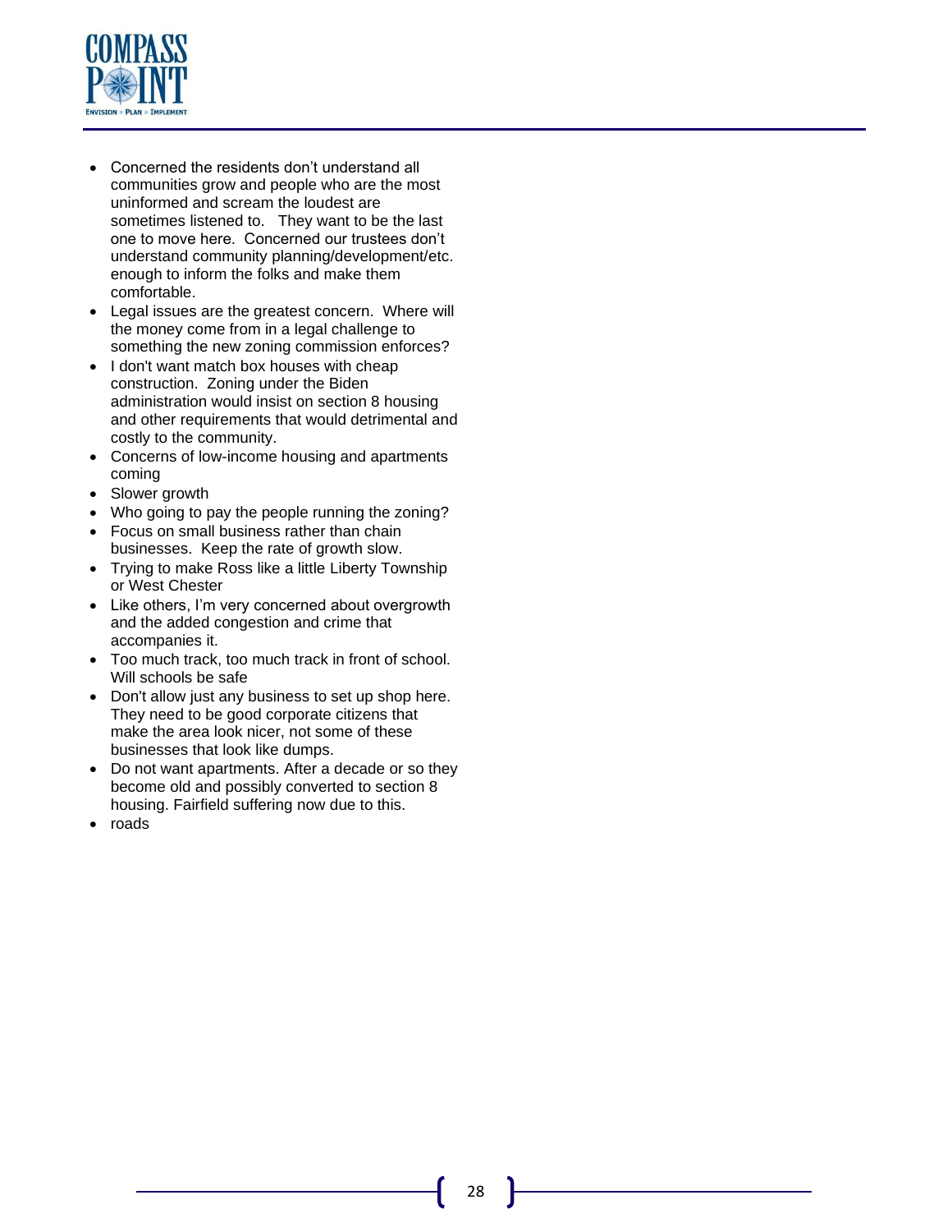- Concerned the residents don't understand all communities grow and people who are the most uninformed and scream the loudest are sometimes listened to. They want to be the last one to move here. Concerned our trustees don't understand community planning/development/etc. enough to inform the folks and make them comfortable.
- Legal issues are the greatest concern. Where will the money come from in a legal challenge to something the new zoning commission enforces?
- I don't want match box houses with cheap construction. Zoning under the Biden administration would insist on section 8 housing and other requirements that would detrimental and costly to the community.
- Concerns of low-income housing and apartments coming
- Slower growth
- Who going to pay the people running the zoning?
- Focus on small business rather than chain businesses. Keep the rate of growth slow.
- Trying to make Ross like a little Liberty Township or West Chester
- Like others, I'm very concerned about overgrowth and the added congestion and crime that accompanies it.
- Too much track, too much track in front of school. Will schools be safe
- Don't allow just any business to set up shop here. They need to be good corporate citizens that make the area look nicer, not some of these businesses that look like dumps.
- Do not want apartments. After a decade or so they become old and possibly converted to section 8 housing. Fairfield suffering now due to this.
- roads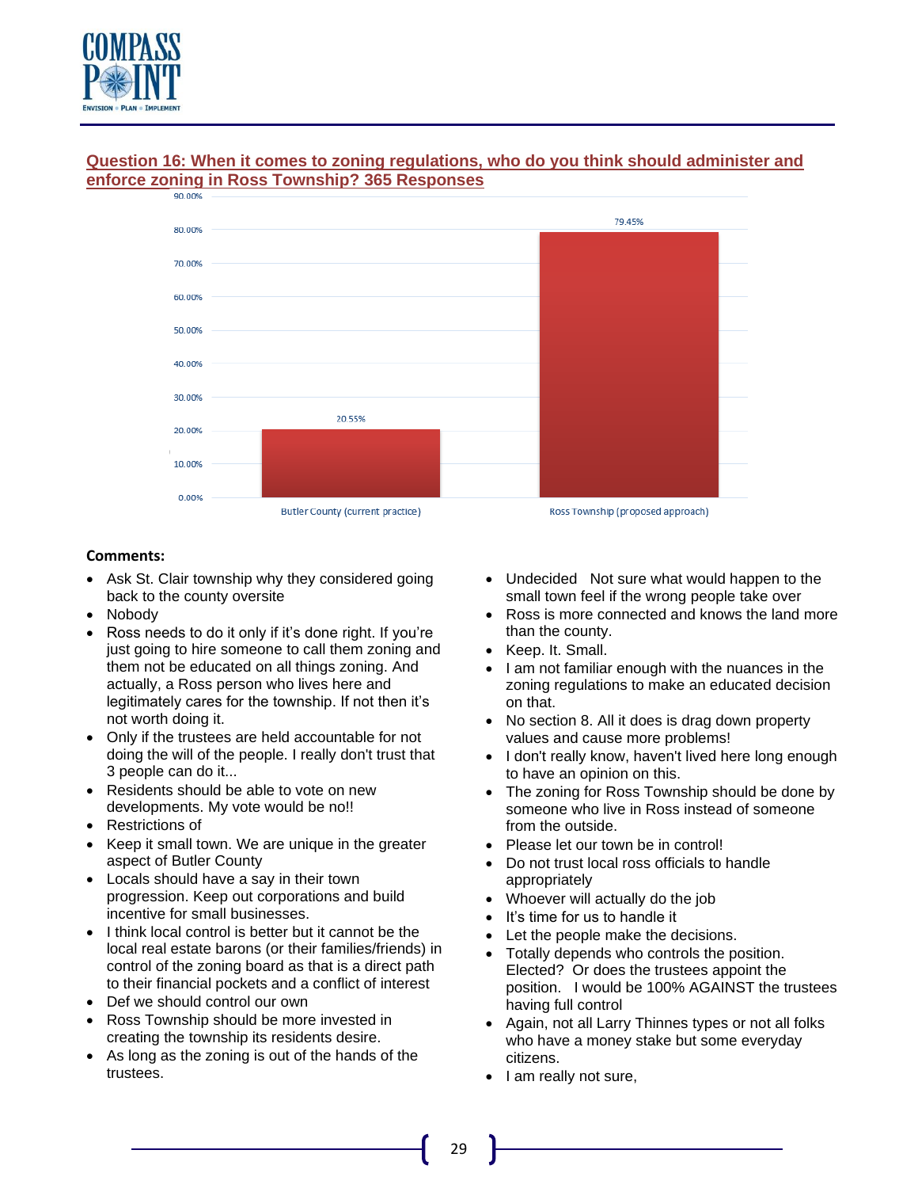## Question 16: When it comes to zoning regulations, who do you think should administer and enforce zoning in Ross Township? 365 Responses

| Response | Percentage |
|---|---|
| Butler County (current practice) | 20.55% |
| Ross Township (proposed approach) | 79.45% |

**Comments:**

- Ask St. Clair township why they considered going back to the county oversite
- Nobody
- Ross needs to do it only if it's done right. If you're just going to hire someone to call them zoning and them not be educated on all things zoning. And actually, a Ross person who lives here and legitimately cares for the township. If not then it's not worth doing it.
- Only if the trustees are held accountable for not doing the will of the people. I really don't trust that 3 people can do it...
- Residents should be able to vote on new developments. My vote would be no!!
- Restrictions of
- Keep it small town. We are unique in the greater aspect of Butler County
- Locals should have a say in their town progression. Keep out corporations and build incentive for small businesses.
- I think local control is better but it cannot be the local real estate barons (or their families/friends) in control of the zoning board as that is a direct path to their financial pockets and a conflict of interest
- Def we should control our own
- Ross Township should be more invested in creating the township its residents desire.
- As long as the zoning is out of the hands of the trustees.
- Undecided Not sure what would happen to the small town feel if the wrong people take over
- Ross is more connected and knows the land more than the county.
- Keep. It. Small.
- I am not familiar enough with the nuances in the zoning regulations to make an educated decision on that.
- No section 8. All it does is drag down property values and cause more problems!
- I don't really know, haven't lived here long enough to have an opinion on this.
- The zoning for Ross Township should be done by someone who live in Ross instead of someone from the outside.
- Please let our town be in control!
- Do not trust local ross officials to handle appropriately
- Whoever will actually do the job
- It's time for us to handle it
- Let the people make the decisions.
- Totally depends who controls the position. Elected? Or does the trustees appoint the position. I would be 100% AGAINST the trustees having full control
- Again, not all Larry Thinnes types or not all folks who have a money stake but some everyday citizens.
- I am really not sure,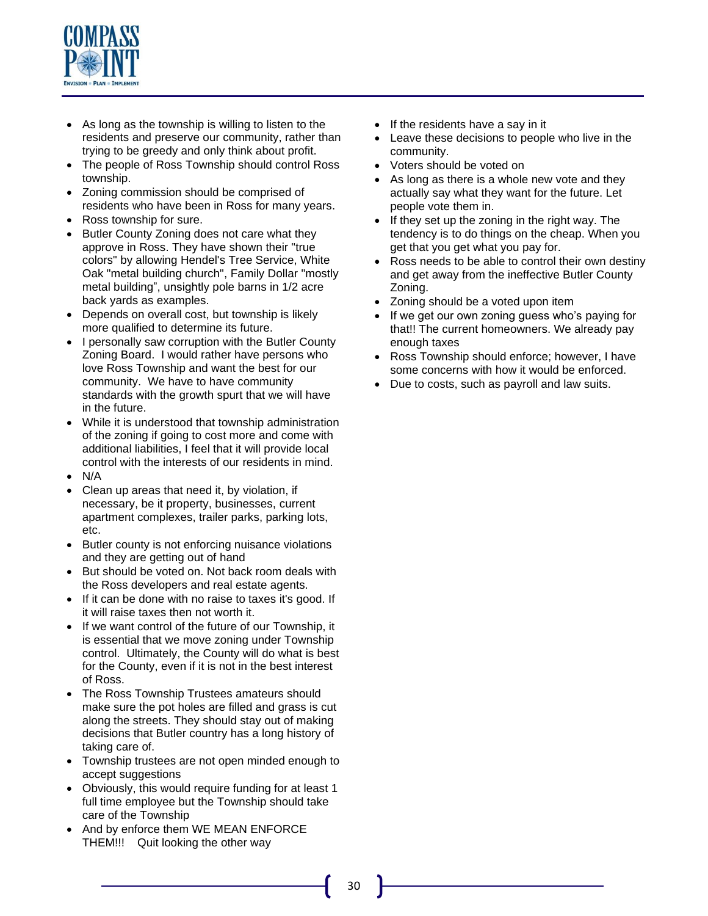- As long as the township is willing to listen to the residents and preserve our community, rather than trying to be greedy and only think about profit.
- The people of Ross Township should control Ross township.
- Zoning commission should be comprised of residents who have been in Ross for many years.
- Ross township for sure.
- Butler County Zoning does not care what they approve in Ross. They have shown their "true colors" by allowing Hendel's Tree Service, White Oak "metal building church", Family Dollar "mostly metal building", unsightly pole barns in 1/2 acre back yards as examples.
- Depends on overall cost, but township is likely more qualified to determine its future.
- I personally saw corruption with the Butler County Zoning Board. I would rather have persons who love Ross Township and want the best for our community. We have to have community standards with the growth spurt that we will have in the future.
- While it is understood that township administration of the zoning if going to cost more and come with additional liabilities, I feel that it will provide local control with the interests of our residents in mind.
- N/A
- Clean up areas that need it, by violation, if necessary, be it property, businesses, current apartment complexes, trailer parks, parking lots, etc.
- Butler county is not enforcing nuisance violations and they are getting out of hand
- But should be voted on. Not back room deals with the Ross developers and real estate agents.
- If it can be done with no raise to taxes it's good. If it will raise taxes then not worth it.
- If we want control of the future of our Township, it is essential that we move zoning under Township control. Ultimately, the County will do what is best for the County, even if it is not in the best interest of Ross.
- The Ross Township Trustees amateurs should make sure the pot holes are filled and grass is cut along the streets. They should stay out of making decisions that Butler country has a long history of taking care of.
- Township trustees are not open minded enough to accept suggestions
- Obviously, this would require funding for at least 1 full time employee but the Township should take care of the Township
- And by enforce them WE MEAN ENFORCE THEM!!! Quit looking the other way
- If the residents have a say in it
- Leave these decisions to people who live in the community.
- Voters should be voted on
- As long as there is a whole new vote and they actually say what they want for the future. Let people vote them in.
- If they set up the zoning in the right way. The tendency is to do things on the cheap. When you get that you get what you pay for.
- Ross needs to be able to control their own destiny and get away from the ineffective Butler County Zoning.
- Zoning should be a voted upon item
- If we get our own zoning guess who's paying for that!! The current homeowners. We already pay enough taxes
- Ross Township should enforce; however, I have some concerns with how it would be enforced.
- Due to costs, such as payroll and law suits.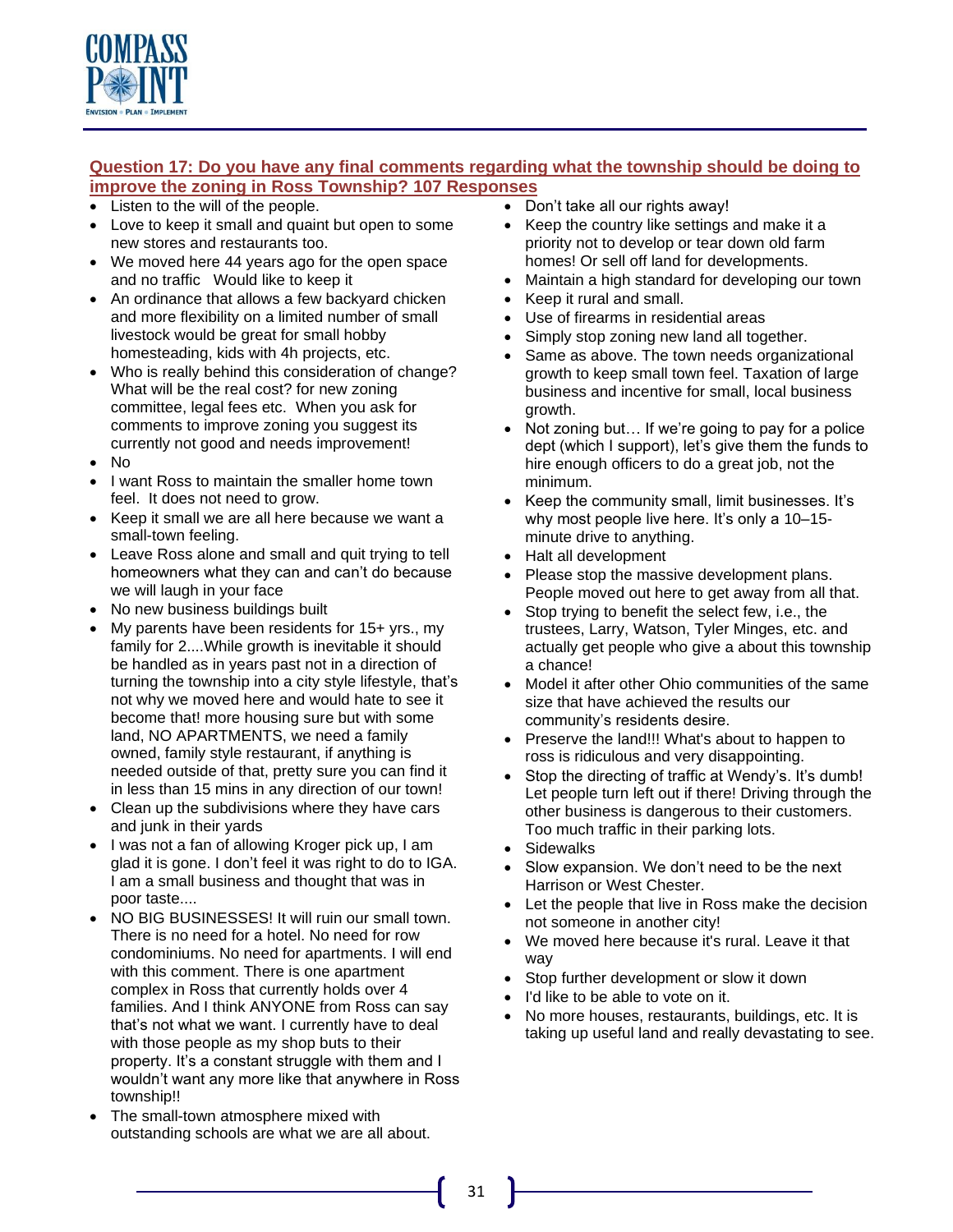## Question 17: Do you have any final comments regarding what the township should be doing to improve the zoning in Ross Township? 107 Responses

- Listen to the will of the people.
- Love to keep it small and quaint but open to some new stores and restaurants too.
- We moved here 44 years ago for the open space and no traffic   Would like to keep it
- An ordinance that allows a few backyard chicken and more flexibility on a limited number of small livestock would be great for small hobby homesteading, kids with 4h projects, etc.
- Who is really behind this consideration of change? What will be the real cost? for new zoning committee, legal fees etc.  When you ask for comments to improve zoning you suggest its currently not good and needs improvement!
- No
- I want Ross to maintain the smaller home town feel.  It does not need to grow.
- Keep it small we are all here because we want a small-town feeling.
- Leave Ross alone and small and quit trying to tell homeowners what they can and can't do because we will laugh in your face
- No new business buildings built
- My parents have been residents for 15+ yrs., my family for 2....While growth is inevitable it should be handled as in years past not in a direction of turning the township into a city style lifestyle, that's not why we moved here and would hate to see it become that! more housing sure but with some land, NO APARTMENTS, we need a family owned, family style restaurant, if anything is needed outside of that, pretty sure you can find it in less than 15 mins in any direction of our town!
- Clean up the subdivisions where they have cars and junk in their yards
- I was not a fan of allowing Kroger pick up, I am glad it is gone. I don't feel it was right to do to IGA. I am a small business and thought that was in poor taste....
- NO BIG BUSINESSES! It will ruin our small town. There is no need for a hotel. No need for row condominiums. No need for apartments. I will end with this comment. There is one apartment complex in Ross that currently holds over 4 families. And I think ANYONE from Ross can say that's not what we want. I currently have to deal with those people as my shop buts to their property. It's a constant struggle with them and I wouldn't want any more like that anywhere in Ross township!!
- The small-town atmosphere mixed with outstanding schools are what we are all about.
- Don't take all our rights away!
- Keep the country like settings and make it a priority not to develop or tear down old farm homes! Or sell off land for developments.
- Maintain a high standard for developing our town
- Keep it rural and small.
- Use of firearms in residential areas
- Simply stop zoning new land all together.
- Same as above. The town needs organizational growth to keep small town feel. Taxation of large business and incentive for small, local business growth.
- Not zoning but… If we're going to pay for a police dept (which I support), let's give them the funds to hire enough officers to do a great job, not the minimum.
- Keep the community small, limit businesses. It's why most people live here. It's only a 10–15-minute drive to anything.
- Halt all development
- Please stop the massive development plans. People moved out here to get away from all that.
- Stop trying to benefit the select few, i.e., the trustees, Larry, Watson, Tyler Minges, etc. and actually get people who give a about this township a chance!
- Model it after other Ohio communities of the same size that have achieved the results our community's residents desire.
- Preserve the land!!! What's about to happen to ross is ridiculous and very disappointing.
- Stop the directing of traffic at Wendy's. It's dumb! Let people turn left out if there! Driving through the other business is dangerous to their customers. Too much traffic in their parking lots.
- Sidewalks
- Slow expansion. We don't need to be the next Harrison or West Chester.
- Let the people that live in Ross make the decision not someone in another city!
- We moved here because it's rural. Leave it that way
- Stop further development or slow it down
- I'd like to be able to vote on it.
- No more houses, restaurants, buildings, etc. It is taking up useful land and really devastating to see.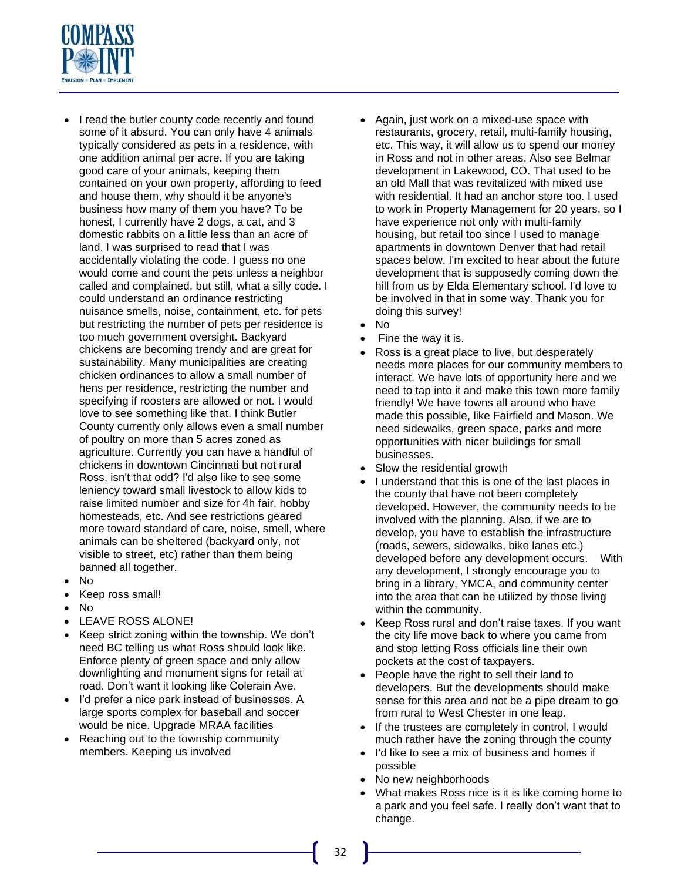- I read the butler county code recently and found some of it absurd. You can only have 4 animals typically considered as pets in a residence, with one addition animal per acre. If you are taking good care of your animals, keeping them contained on your own property, affording to feed and house them, why should it be anyone's business how many of them you have? To be honest, I currently have 2 dogs, a cat, and 3 domestic rabbits on a little less than an acre of land. I was surprised to read that I was accidentally violating the code. I guess no one would come and count the pets unless a neighbor called and complained, but still, what a silly code. I could understand an ordinance restricting nuisance smells, noise, containment, etc. for pets but restricting the number of pets per residence is too much government oversight. Backyard chickens are becoming trendy and are great for sustainability. Many municipalities are creating chicken ordinances to allow a small number of hens per residence, restricting the number and specifying if roosters are allowed or not. I would love to see something like that. I think Butler County currently only allows even a small number of poultry on more than 5 acres zoned as agriculture. Currently you can have a handful of chickens in downtown Cincinnati but not rural Ross, isn't that odd? I'd also like to see some leniency toward small livestock to allow kids to raise limited number and size for 4h fair, hobby homesteads, etc. And see restrictions geared more toward standard of care, noise, smell, where animals can be sheltered (backyard only, not visible to street, etc) rather than them being banned all together.
- No
- Keep ross small!
- No
- LEAVE ROSS ALONE!
- Keep strict zoning within the township. We don't need BC telling us what Ross should look like. Enforce plenty of green space and only allow downlighting and monument signs for retail at road. Don't want it looking like Colerain Ave.
- I'd prefer a nice park instead of businesses. A large sports complex for baseball and soccer would be nice. Upgrade MRAA facilities
- Reaching out to the township community members. Keeping us involved
- Again, just work on a mixed-use space with restaurants, grocery, retail, multi-family housing, etc. This way, it will allow us to spend our money in Ross and not in other areas. Also see Belmar development in Lakewood, CO. That used to be an old Mall that was revitalized with mixed use with residential. It had an anchor store too. I used to work in Property Management for 20 years, so I have experience not only with multi-family housing, but retail too since I used to manage apartments in downtown Denver that had retail spaces below. I'm excited to hear about the future development that is supposedly coming down the hill from us by Elda Elementary school. I'd love to be involved in that in some way. Thank you for doing this survey!
- No
- Fine the way it is.
- Ross is a great place to live, but desperately needs more places for our community members to interact. We have lots of opportunity here and we need to tap into it and make this town more family friendly! We have towns all around who have made this possible, like Fairfield and Mason. We need sidewalks, green space, parks and more opportunities with nicer buildings for small businesses.
- Slow the residential growth
- I understand that this is one of the last places in the county that have not been completely developed. However, the community needs to be involved with the planning. Also, if we are to develop, you have to establish the infrastructure (roads, sewers, sidewalks, bike lanes etc.) developed before any development occurs. With any development, I strongly encourage you to bring in a library, YMCA, and community center into the area that can be utilized by those living within the community.
- Keep Ross rural and don't raise taxes. If you want the city life move back to where you came from and stop letting Ross officials line their own pockets at the cost of taxpayers.
- People have the right to sell their land to developers. But the developments should make sense for this area and not be a pipe dream to go from rural to West Chester in one leap.
- If the trustees are completely in control, I would much rather have the zoning through the county
- I'd like to see a mix of business and homes if possible
- No new neighborhoods
- What makes Ross nice is it is like coming home to a park and you feel safe. I really don't want that to change.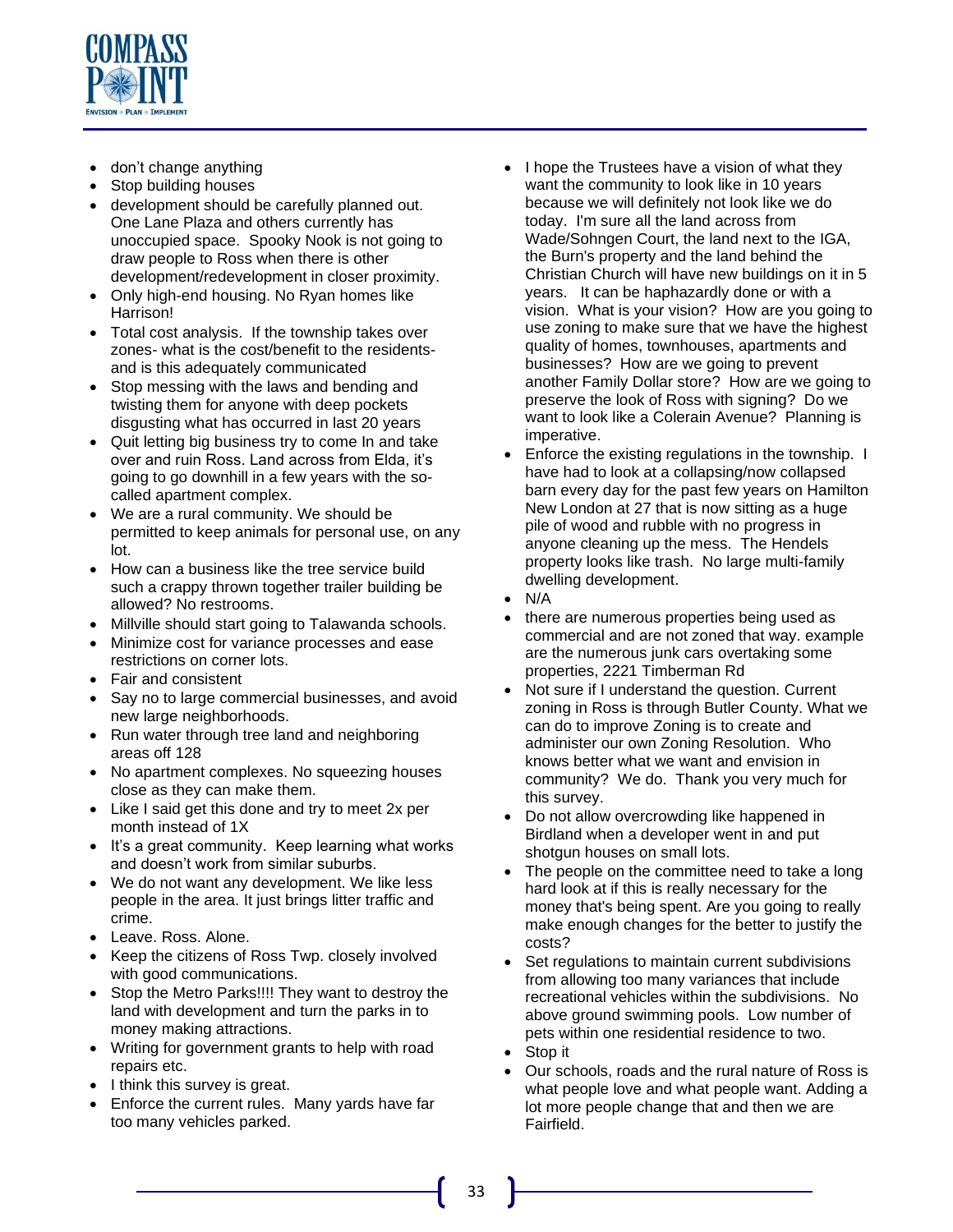- don't change anything
- Stop building houses
- development should be carefully planned out. One Lane Plaza and others currently has unoccupied space. Spooky Nook is not going to draw people to Ross when there is other development/redevelopment in closer proximity.
- Only high-end housing. No Ryan homes like Harrison!
- Total cost analysis. If the township takes over zones- what is the cost/benefit to the residents- and is this adequately communicated
- Stop messing with the laws and bending and twisting them for anyone with deep pockets disgusting what has occurred in last 20 years
- Quit letting big business try to come In and take over and ruin Ross. Land across from Elda, it's going to go downhill in a few years with the so-called apartment complex.
- We are a rural community. We should be permitted to keep animals for personal use, on any lot.
- How can a business like the tree service build such a crappy thrown together trailer building be allowed? No restrooms.
- Millville should start going to Talawanda schools.
- Minimize cost for variance processes and ease restrictions on corner lots.
- Fair and consistent
- Say no to large commercial businesses, and avoid new large neighborhoods.
- Run water through tree land and neighboring areas off 128
- No apartment complexes. No squeezing houses close as they can make them.
- Like I said get this done and try to meet 2x per month instead of 1X
- It's a great community. Keep learning what works and doesn't work from similar suburbs.
- We do not want any development. We like less people in the area. It just brings litter traffic and crime.
- Leave. Ross. Alone.
- Keep the citizens of Ross Twp. closely involved with good communications.
- Stop the Metro Parks!!!! They want to destroy the land with development and turn the parks in to money making attractions.
- Writing for government grants to help with road repairs etc.
- I think this survey is great.
- Enforce the current rules. Many yards have far too many vehicles parked.
- I hope the Trustees have a vision of what they want the community to look like in 10 years because we will definitely not look like we do today. I'm sure all the land across from Wade/Sohngen Court, the land next to the IGA, the Burn's property and the land behind the Christian Church will have new buildings on it in 5 years. It can be haphazardly done or with a vision. What is your vision? How are you going to use zoning to make sure that we have the highest quality of homes, townhouses, apartments and businesses? How are we going to prevent another Family Dollar store? How are we going to preserve the look of Ross with signing? Do we want to look like a Colerain Avenue? Planning is imperative.
- Enforce the existing regulations in the township. I have had to look at a collapsing/now collapsed barn every day for the past few years on Hamilton New London at 27 that is now sitting as a huge pile of wood and rubble with no progress in anyone cleaning up the mess. The Hendels property looks like trash. No large multi-family dwelling development.
- N/A
- there are numerous properties being used as commercial and are not zoned that way. example are the numerous junk cars overtaking some properties, 2221 Timberman Rd
- Not sure if I understand the question. Current zoning in Ross is through Butler County. What we can do to improve Zoning is to create and administer our own Zoning Resolution. Who knows better what we want and envision in community? We do. Thank you very much for this survey.
- Do not allow overcrowding like happened in Birdland when a developer went in and put shotgun houses on small lots.
- The people on the committee need to take a long hard look at if this is really necessary for the money that's being spent. Are you going to really make enough changes for the better to justify the costs?
- Set regulations to maintain current subdivisions from allowing too many variances that include recreational vehicles within the subdivisions. No above ground swimming pools. Low number of pets within one residential residence to two.
- Stop it
- Our schools, roads and the rural nature of Ross is what people love and what people want. Adding a lot more people change that and then we are Fairfield.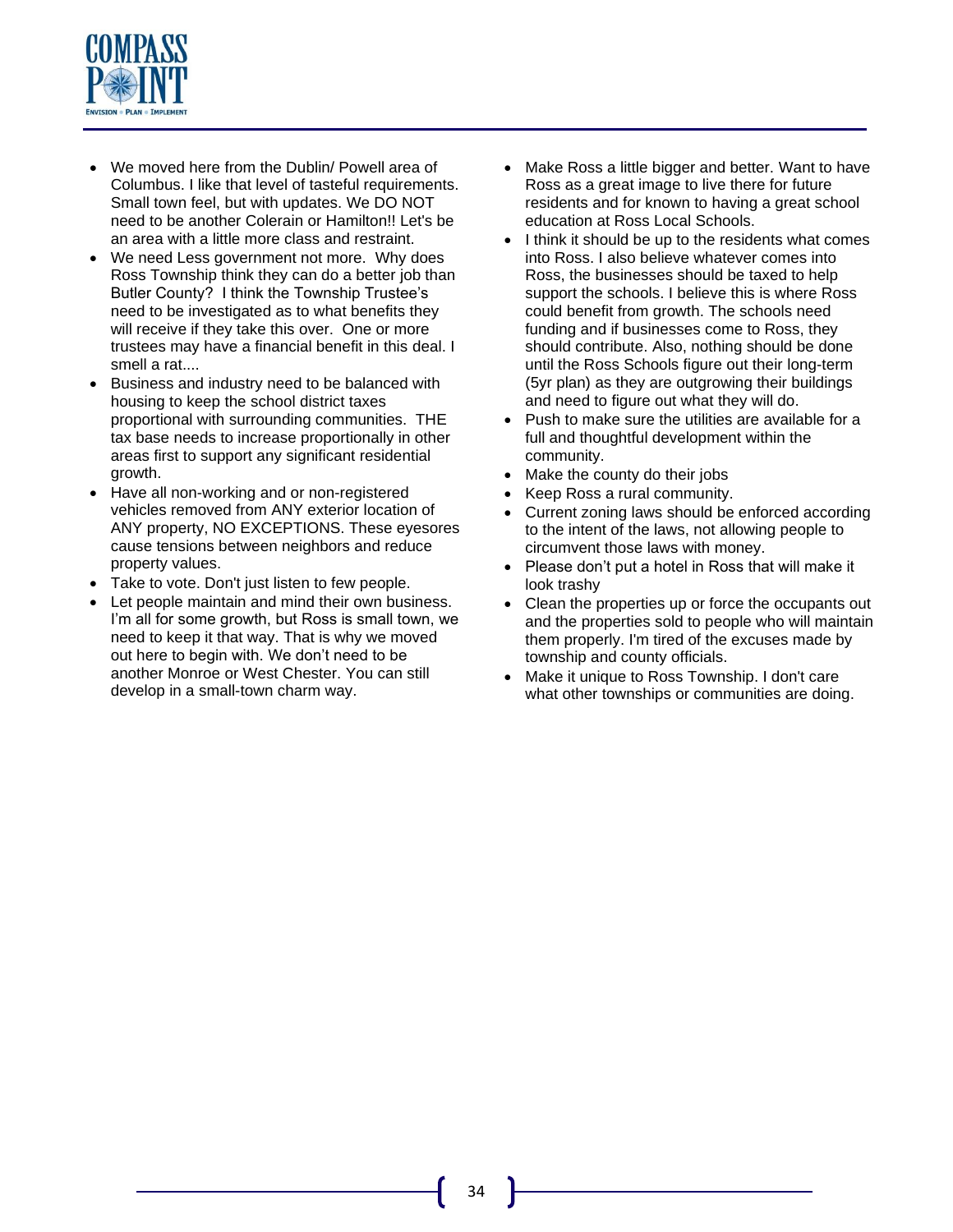- We moved here from the Dublin/ Powell area of Columbus. I like that level of tasteful requirements. Small town feel, but with updates. We DO NOT need to be another Colerain or Hamilton!! Let's be an area with a little more class and restraint.
- We need Less government not more. Why does Ross Township think they can do a better job than Butler County? I think the Township Trustee's need to be investigated as to what benefits they will receive if they take this over. One or more trustees may have a financial benefit in this deal. I smell a rat....
- Business and industry need to be balanced with housing to keep the school district taxes proportional with surrounding communities. THE tax base needs to increase proportionally in other areas first to support any significant residential growth.
- Have all non-working and or non-registered vehicles removed from ANY exterior location of ANY property, NO EXCEPTIONS. These eyesores cause tensions between neighbors and reduce property values.
- Take to vote. Don't just listen to few people.
- Let people maintain and mind their own business. I'm all for some growth, but Ross is small town, we need to keep it that way. That is why we moved out here to begin with. We don't need to be another Monroe or West Chester. You can still develop in a small-town charm way.
- Make Ross a little bigger and better. Want to have Ross as a great image to live there for future residents and for known to having a great school education at Ross Local Schools.
- I think it should be up to the residents what comes into Ross. I also believe whatever comes into Ross, the businesses should be taxed to help support the schools. I believe this is where Ross could benefit from growth. The schools need funding and if businesses come to Ross, they should contribute. Also, nothing should be done until the Ross Schools figure out their long-term (5yr plan) as they are outgrowing their buildings and need to figure out what they will do.
- Push to make sure the utilities are available for a full and thoughtful development within the community.
- Make the county do their jobs
- Keep Ross a rural community.
- Current zoning laws should be enforced according to the intent of the laws, not allowing people to circumvent those laws with money.
- Please don't put a hotel in Ross that will make it look trashy
- Clean the properties up or force the occupants out and the properties sold to people who will maintain them properly. I'm tired of the excuses made by township and county officials.
- Make it unique to Ross Township. I don't care what other townships or communities are doing.